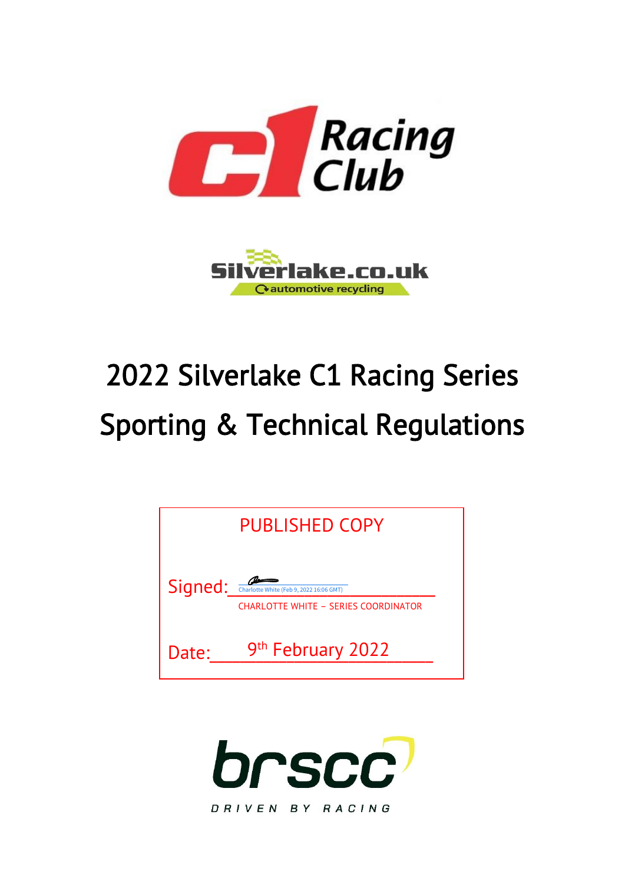C1 Racing Club

Silverlake.co.uk automotive recycling

# 2022 Silverlake C1 Racing Series

# Sporting & Technical Regulations

PUBLISHED COPY

Signed: Charlotte White (Feb 9, 2022 16:06 GMT)

CHARLOTTE WHITE – SERIES COORDINATOR

Date: 9th February 2022

brscc

DRIVEN BY RACING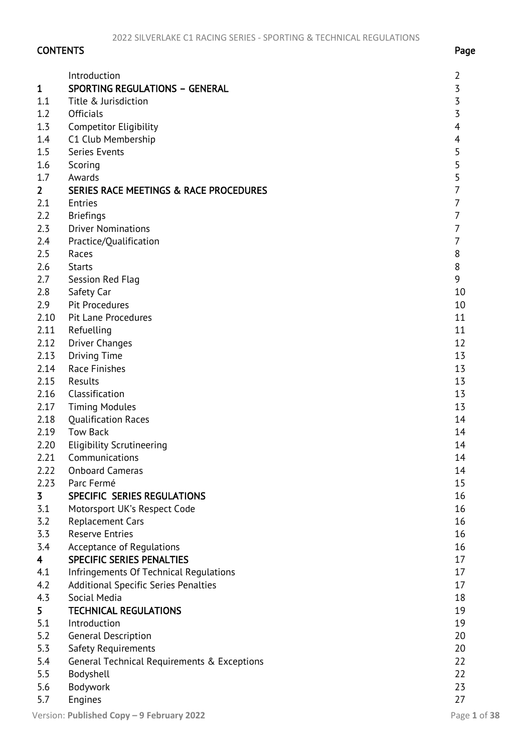## CONTENTS

| | | Page |
|---|---|---|
| | Introduction | 2 |
| **1** | **SPORTING REGULATIONS – GENERAL** | 3 |
| 1.1 | Title & Jurisdiction | 3 |
| 1.2 | Officials | 3 |
| 1.3 | Competitor Eligibility | 4 |
| 1.4 | C1 Club Membership | 4 |
| 1.5 | Series Events | 5 |
| 1.6 | Scoring | 5 |
| 1.7 | Awards | 5 |
| **2** | **SERIES RACE MEETINGS & RACE PROCEDURES** | 7 |
| 2.1 | Entries | 7 |
| 2.2 | Briefings | 7 |
| 2.3 | Driver Nominations | 7 |
| 2.4 | Practice/Qualification | 7 |
| 2.5 | Races | 8 |
| 2.6 | Starts | 8 |
| 2.7 | Session Red Flag | 9 |
| 2.8 | Safety Car | 10 |
| 2.9 | Pit Procedures | 10 |
| 2.10 | Pit Lane Procedures | 11 |
| 2.11 | Refuelling | 11 |
| 2.12 | Driver Changes | 12 |
| 2.13 | Driving Time | 13 |
| 2.14 | Race Finishes | 13 |
| 2.15 | Results | 13 |
| 2.16 | Classification | 13 |
| 2.17 | Timing Modules | 13 |
| 2.18 | Qualification Races | 14 |
| 2.19 | Tow Back | 14 |
| 2.20 | Eligibility Scrutineering | 14 |
| 2.21 | Communications | 14 |
| 2.22 | Onboard Cameras | 14 |
| 2.23 | Parc Fermé | 15 |
| **3** | **SPECIFIC SERIES REGULATIONS** | 16 |
| 3.1 | Motorsport UK's Respect Code | 16 |
| 3.2 | Replacement Cars | 16 |
| 3.3 | Reserve Entries | 16 |
| 3.4 | Acceptance of Regulations | 16 |
| **4** | **SPECIFIC SERIES PENALTIES** | 17 |
| 4.1 | Infringements Of Technical Regulations | 17 |
| 4.2 | Additional Specific Series Penalties | 17 |
| 4.3 | Social Media | 18 |
| **5** | **TECHNICAL REGULATIONS** | 19 |
| 5.1 | Introduction | 19 |
| 5.2 | General Description | 20 |
| 5.3 | Safety Requirements | 20 |
| 5.4 | General Technical Requirements & Exceptions | 22 |
| 5.5 | Bodyshell | 22 |
| 5.6 | Bodywork | 23 |
| 5.7 | Engines | 27 |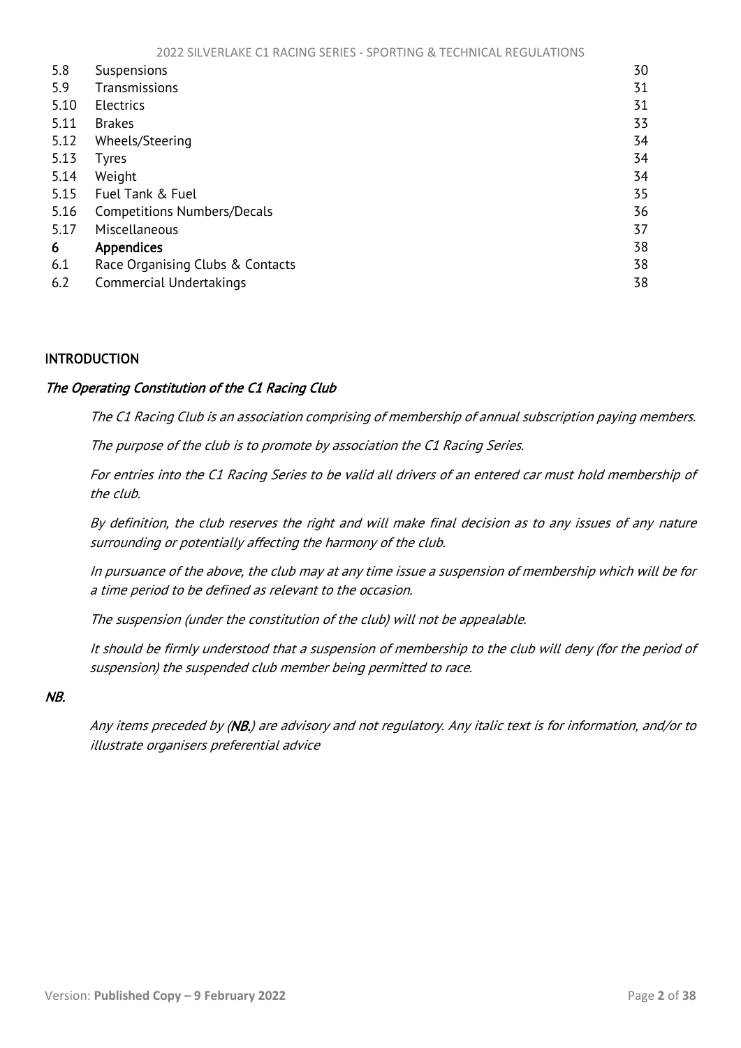| | | |
|---|---|---|
| 5.8 | Suspensions | 30 |
| 5.9 | Transmissions | 31 |
| 5.10 | Electrics | 31 |
| 5.11 | Brakes | 33 |
| 5.12 | Wheels/Steering | 34 |
| 5.13 | Tyres | 34 |
| 5.14 | Weight | 34 |
| 5.15 | Fuel Tank & Fuel | 35 |
| 5.16 | Competitions Numbers/Decals | 36 |
| 5.17 | Miscellaneous | 37 |
| **6** | **Appendices** | 38 |
| 6.1 | Race Organising Clubs & Contacts | 38 |
| 6.2 | Commercial Undertakings | 38 |

## INTRODUCTION

### *The Operating Constitution of the C1 Racing Club*

*The C1 Racing Club is an association comprising of membership of annual subscription paying members.*

*The purpose of the club is to promote by association the C1 Racing Series.*

*For entries into the C1 Racing Series to be valid all drivers of an entered car must hold membership of the club.*

*By definition, the club reserves the right and will make final decision as to any issues of any nature surrounding or potentially affecting the harmony of the club.*

*In pursuance of the above, the club may at any time issue a suspension of membership which will be for a time period to be defined as relevant to the occasion.*

*The suspension (under the constitution of the club) will not be appealable.*

*It should be firmly understood that a suspension of membership to the club will deny (for the period of suspension) the suspended club member being permitted to race.*

### *NB.*

*Any items preceded by (**NB.**) are advisory and not regulatory. Any italic text is for information, and/or to illustrate organisers preferential advice*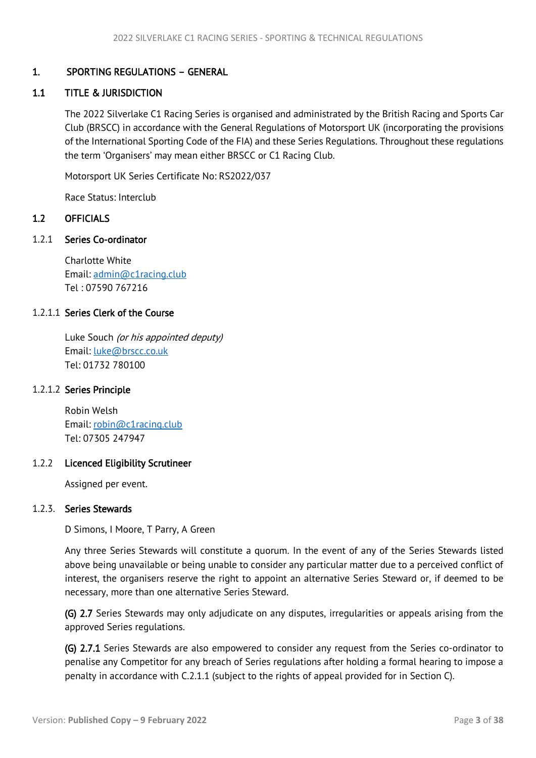# 1. SPORTING REGULATIONS – GENERAL

## 1.1 TITLE & JURISDICTION

The 2022 Silverlake C1 Racing Series is organised and administrated by the British Racing and Sports Car Club (BRSCC) in accordance with the General Regulations of Motorsport UK (incorporating the provisions of the International Sporting Code of the FIA) and these Series Regulations. Throughout these regulations the term 'Organisers' may mean either BRSCC or C1 Racing Club.

Motorsport UK Series Certificate No: RS2022/037

Race Status: Interclub

## 1.2 OFFICIALS

### 1.2.1 Series Co-ordinator

Charlotte White
Email: admin@c1racing.club
Tel : 07590 767216

#### 1.2.1.1 Series Clerk of the Course

Luke Souch *(or his appointed deputy)*
Email: luke@brscc.co.uk
Tel: 01732 780100

#### 1.2.1.2 Series Principle

Robin Welsh
Email: robin@c1racing.club
Tel: 07305 247947

### 1.2.2 Licenced Eligibility Scrutineer

Assigned per event.

### 1.2.3. Series Stewards

D Simons, I Moore, T Parry, A Green

Any three Series Stewards will constitute a quorum. In the event of any of the Series Stewards listed above being unavailable or being unable to consider any particular matter due to a perceived conflict of interest, the organisers reserve the right to appoint an alternative Series Steward or, if deemed to be necessary, more than one alternative Series Steward.

**(G) 2.7** Series Stewards may only adjudicate on any disputes, irregularities or appeals arising from the approved Series regulations.

**(G) 2.7.1** Series Stewards are also empowered to consider any request from the Series co-ordinator to penalise any Competitor for any breach of Series regulations after holding a formal hearing to impose a penalty in accordance with C.2.1.1 (subject to the rights of appeal provided for in Section C).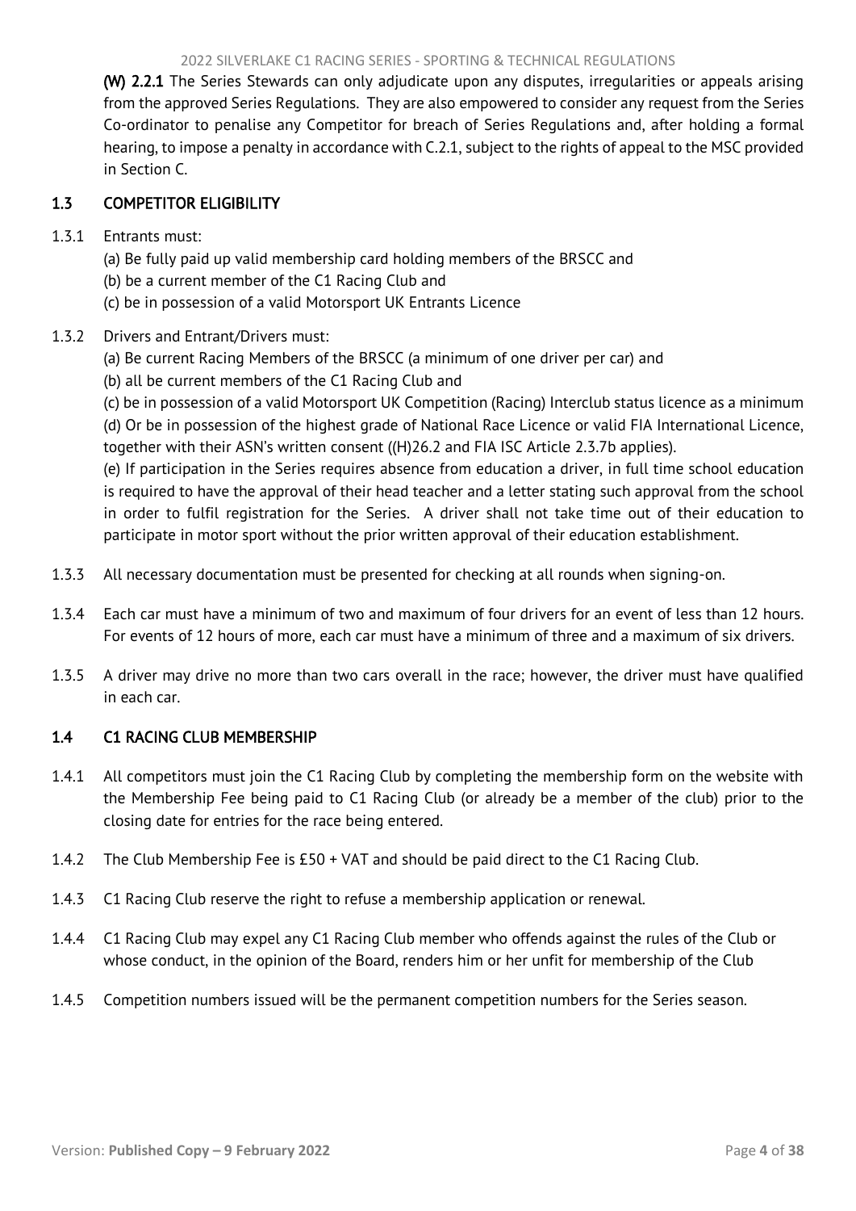**(W) 2.2.1** The Series Stewards can only adjudicate upon any disputes, irregularities or appeals arising from the approved Series Regulations. They are also empowered to consider any request from the Series Co-ordinator to penalise any Competitor for breach of Series Regulations and, after holding a formal hearing, to impose a penalty in accordance with C.2.1, subject to the rights of appeal to the MSC provided in Section C.

## 1.3 COMPETITOR ELIGIBILITY

1.3.1 Entrants must:

(a) Be fully paid up valid membership card holding members of the BRSCC and
(b) be a current member of the C1 Racing Club and
(c) be in possession of a valid Motorsport UK Entrants Licence

1.3.2 Drivers and Entrant/Drivers must:

(a) Be current Racing Members of the BRSCC (a minimum of one driver per car) and
(b) all be current members of the C1 Racing Club and
(c) be in possession of a valid Motorsport UK Competition (Racing) Interclub status licence as a minimum
(d) Or be in possession of the highest grade of National Race Licence or valid FIA International Licence, together with their ASN's written consent ((H)26.2 and FIA ISC Article 2.3.7b applies).
(e) If participation in the Series requires absence from education a driver, in full time school education is required to have the approval of their head teacher and a letter stating such approval from the school in order to fulfil registration for the Series. A driver shall not take time out of their education to participate in motor sport without the prior written approval of their education establishment.

1.3.3 All necessary documentation must be presented for checking at all rounds when signing-on.

1.3.4 Each car must have a minimum of two and maximum of four drivers for an event of less than 12 hours. For events of 12 hours of more, each car must have a minimum of three and a maximum of six drivers.

1.3.5 A driver may drive no more than two cars overall in the race; however, the driver must have qualified in each car.

## 1.4 C1 RACING CLUB MEMBERSHIP

1.4.1 All competitors must join the C1 Racing Club by completing the membership form on the website with the Membership Fee being paid to C1 Racing Club (or already be a member of the club) prior to the closing date for entries for the race being entered.

1.4.2 The Club Membership Fee is £50 + VAT and should be paid direct to the C1 Racing Club.

1.4.3 C1 Racing Club reserve the right to refuse a membership application or renewal.

1.4.4 C1 Racing Club may expel any C1 Racing Club member who offends against the rules of the Club or whose conduct, in the opinion of the Board, renders him or her unfit for membership of the Club

1.4.5 Competition numbers issued will be the permanent competition numbers for the Series season.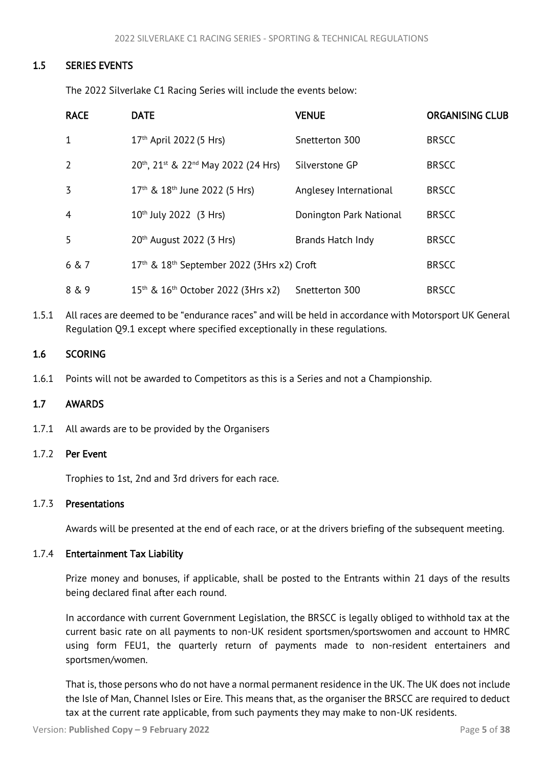## 1.5 SERIES EVENTS

The 2022 Silverlake C1 Racing Series will include the events below:

| RACE | DATE | VENUE | ORGANISING CLUB |
|---|---|---|---|
| 1 | 17th April 2022 (5 Hrs) | Snetterton 300 | BRSCC |
| 2 | 20th, 21st & 22nd May 2022 (24 Hrs) | Silverstone GP | BRSCC |
| 3 | 17th & 18th June 2022 (5 Hrs) | Anglesey International | BRSCC |
| 4 | 10th July 2022 (3 Hrs) | Donington Park National | BRSCC |
| 5 | 20th August 2022 (3 Hrs) | Brands Hatch Indy | BRSCC |
| 6 & 7 | 17th & 18th September 2022 (3Hrs x2) | Croft | BRSCC |
| 8 & 9 | 15th & 16th October 2022 (3Hrs x2) | Snetterton 300 | BRSCC |

1.5.1 All races are deemed to be "endurance races" and will be held in accordance with Motorsport UK General Regulation Q9.1 except where specified exceptionally in these regulations.

## 1.6 SCORING

1.6.1 Points will not be awarded to Competitors as this is a Series and not a Championship.

## 1.7 AWARDS

1.7.1 All awards are to be provided by the Organisers

1.7.2 **Per Event**

Trophies to 1st, 2nd and 3rd drivers for each race.

1.7.3 **Presentations**

Awards will be presented at the end of each race, or at the drivers briefing of the subsequent meeting.

1.7.4 **Entertainment Tax Liability**

Prize money and bonuses, if applicable, shall be posted to the Entrants within 21 days of the results being declared final after each round.

In accordance with current Government Legislation, the BRSCC is legally obliged to withhold tax at the current basic rate on all payments to non-UK resident sportsmen/sportswomen and account to HMRC using form FEU1, the quarterly return of payments made to non-resident entertainers and sportsmen/women.

That is, those persons who do not have a normal permanent residence in the UK. The UK does not include the Isle of Man, Channel Isles or Eire. This means that, as the organiser the BRSCC are required to deduct tax at the current rate applicable, from such payments they may make to non-UK residents.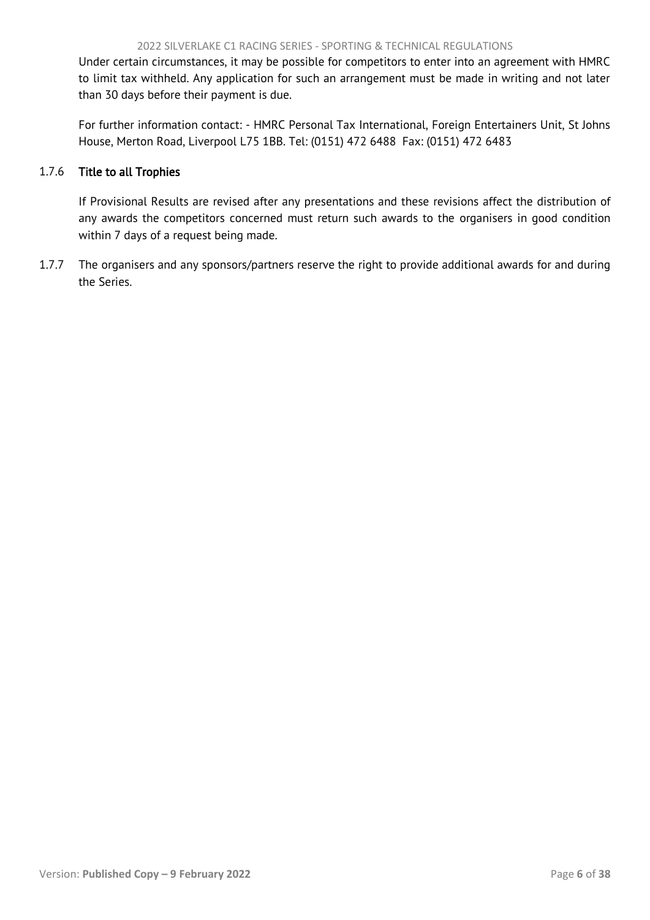Under certain circumstances, it may be possible for competitors to enter into an agreement with HMRC to limit tax withheld. Any application for such an arrangement must be made in writing and not later than 30 days before their payment is due.

For further information contact: - HMRC Personal Tax International, Foreign Entertainers Unit, St Johns House, Merton Road, Liverpool L75 1BB. Tel: (0151) 472 6488 Fax: (0151) 472 6483

### 1.7.6 Title to all Trophies

If Provisional Results are revised after any presentations and these revisions affect the distribution of any awards the competitors concerned must return such awards to the organisers in good condition within 7 days of a request being made.

1.7.7 The organisers and any sponsors/partners reserve the right to provide additional awards for and during the Series.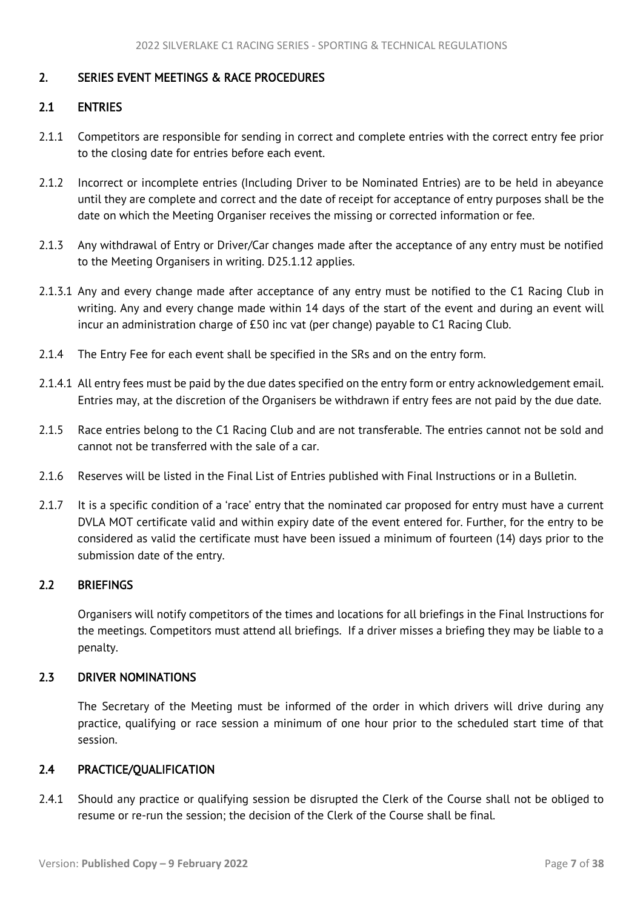## 2. SERIES EVENT MEETINGS & RACE PROCEDURES

### 2.1 ENTRIES

2.1.1 Competitors are responsible for sending in correct and complete entries with the correct entry fee prior to the closing date for entries before each event.

2.1.2 Incorrect or incomplete entries (Including Driver to be Nominated Entries) are to be held in abeyance until they are complete and correct and the date of receipt for acceptance of entry purposes shall be the date on which the Meeting Organiser receives the missing or corrected information or fee.

2.1.3 Any withdrawal of Entry or Driver/Car changes made after the acceptance of any entry must be notified to the Meeting Organisers in writing. D25.1.12 applies.

2.1.3.1 Any and every change made after acceptance of any entry must be notified to the C1 Racing Club in writing. Any and every change made within 14 days of the start of the event and during an event will incur an administration charge of £50 inc vat (per change) payable to C1 Racing Club.

2.1.4 The Entry Fee for each event shall be specified in the SRs and on the entry form.

2.1.4.1 All entry fees must be paid by the due dates specified on the entry form or entry acknowledgement email. Entries may, at the discretion of the Organisers be withdrawn if entry fees are not paid by the due date.

2.1.5 Race entries belong to the C1 Racing Club and are not transferable. The entries cannot not be sold and cannot not be transferred with the sale of a car.

2.1.6 Reserves will be listed in the Final List of Entries published with Final Instructions or in a Bulletin.

2.1.7 It is a specific condition of a 'race' entry that the nominated car proposed for entry must have a current DVLA MOT certificate valid and within expiry date of the event entered for. Further, for the entry to be considered as valid the certificate must have been issued a minimum of fourteen (14) days prior to the submission date of the entry.

### 2.2 BRIEFINGS

Organisers will notify competitors of the times and locations for all briefings in the Final Instructions for the meetings. Competitors must attend all briefings. If a driver misses a briefing they may be liable to a penalty.

### 2.3 DRIVER NOMINATIONS

The Secretary of the Meeting must be informed of the order in which drivers will drive during any practice, qualifying or race session a minimum of one hour prior to the scheduled start time of that session.

### 2.4 PRACTICE/QUALIFICATION

2.4.1 Should any practice or qualifying session be disrupted the Clerk of the Course shall not be obliged to resume or re-run the session; the decision of the Clerk of the Course shall be final.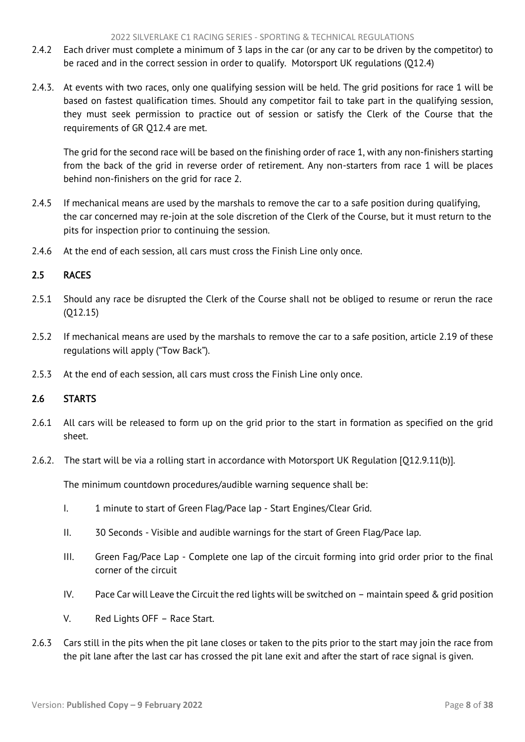2.4.2 Each driver must complete a minimum of 3 laps in the car (or any car to be driven by the competitor) to be raced and in the correct session in order to qualify. Motorsport UK regulations (Q12.4)

2.4.3. At events with two races, only one qualifying session will be held. The grid positions for race 1 will be based on fastest qualification times. Should any competitor fail to take part in the qualifying session, they must seek permission to practice out of session or satisfy the Clerk of the Course that the requirements of GR Q12.4 are met.

The grid for the second race will be based on the finishing order of race 1, with any non-finishers starting from the back of the grid in reverse order of retirement. Any non-starters from race 1 will be places behind non-finishers on the grid for race 2.

2.4.5 If mechanical means are used by the marshals to remove the car to a safe position during qualifying, the car concerned may re-join at the sole discretion of the Clerk of the Course, but it must return to the pits for inspection prior to continuing the session.

2.4.6 At the end of each session, all cars must cross the Finish Line only once.

## 2.5 RACES

2.5.1 Should any race be disrupted the Clerk of the Course shall not be obliged to resume or rerun the race (Q12.15)

2.5.2 If mechanical means are used by the marshals to remove the car to a safe position, article 2.19 of these regulations will apply ("Tow Back").

2.5.3 At the end of each session, all cars must cross the Finish Line only once.

## 2.6 STARTS

2.6.1 All cars will be released to form up on the grid prior to the start in formation as specified on the grid sheet.

2.6.2. The start will be via a rolling start in accordance with Motorsport UK Regulation [Q12.9.11(b)].

The minimum countdown procedures/audible warning sequence shall be:

I. 1 minute to start of Green Flag/Pace lap - Start Engines/Clear Grid.

II. 30 Seconds - Visible and audible warnings for the start of Green Flag/Pace lap.

III. Green Fag/Pace Lap - Complete one lap of the circuit forming into grid order prior to the final corner of the circuit

IV. Pace Car will Leave the Circuit the red lights will be switched on – maintain speed & grid position

V. Red Lights OFF – Race Start.

2.6.3 Cars still in the pits when the pit lane closes or taken to the pits prior to the start may join the race from the pit lane after the last car has crossed the pit lane exit and after the start of race signal is given.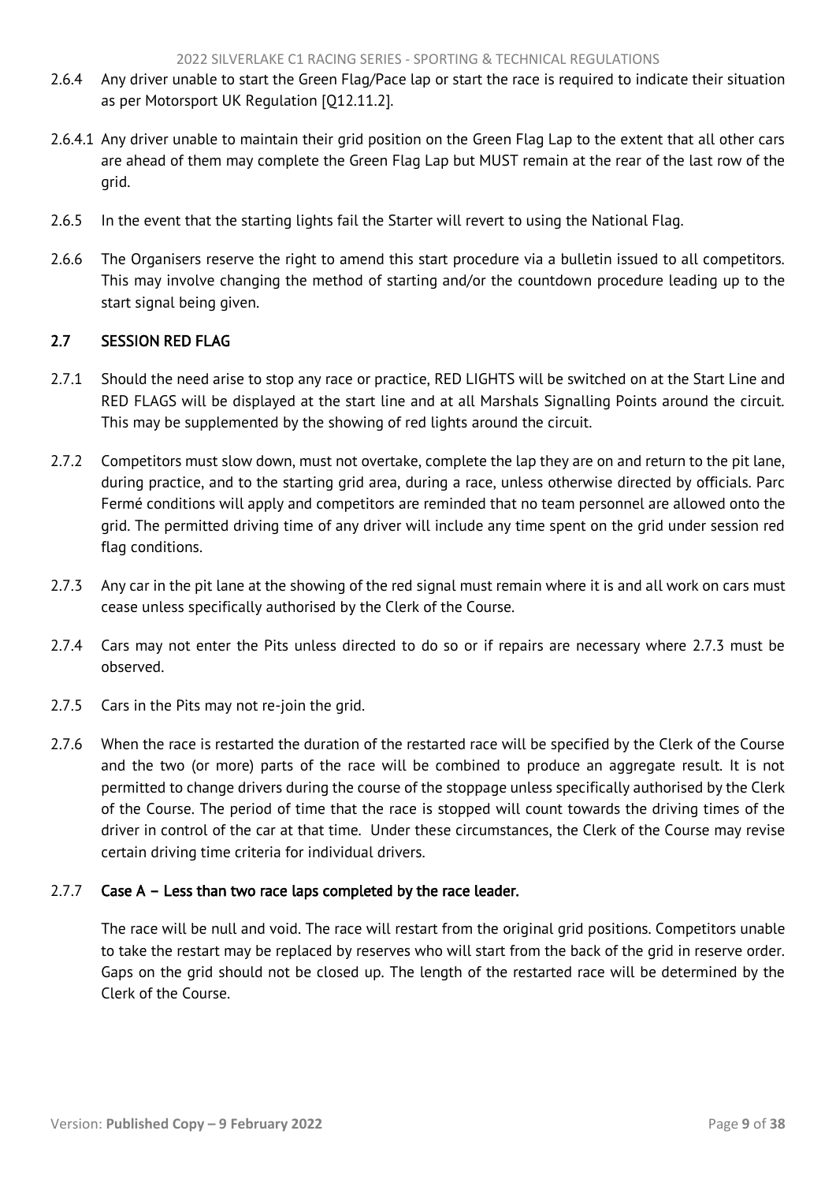2.6.4 Any driver unable to start the Green Flag/Pace lap or start the race is required to indicate their situation as per Motorsport UK Regulation [Q12.11.2].

2.6.4.1 Any driver unable to maintain their grid position on the Green Flag Lap to the extent that all other cars are ahead of them may complete the Green Flag Lap but MUST remain at the rear of the last row of the grid.

2.6.5 In the event that the starting lights fail the Starter will revert to using the National Flag.

2.6.6 The Organisers reserve the right to amend this start procedure via a bulletin issued to all competitors. This may involve changing the method of starting and/or the countdown procedure leading up to the start signal being given.

## 2.7 SESSION RED FLAG

2.7.1 Should the need arise to stop any race or practice, RED LIGHTS will be switched on at the Start Line and RED FLAGS will be displayed at the start line and at all Marshals Signalling Points around the circuit. This may be supplemented by the showing of red lights around the circuit.

2.7.2 Competitors must slow down, must not overtake, complete the lap they are on and return to the pit lane, during practice, and to the starting grid area, during a race, unless otherwise directed by officials. Parc Fermé conditions will apply and competitors are reminded that no team personnel are allowed onto the grid. The permitted driving time of any driver will include any time spent on the grid under session red flag conditions.

2.7.3 Any car in the pit lane at the showing of the red signal must remain where it is and all work on cars must cease unless specifically authorised by the Clerk of the Course.

2.7.4 Cars may not enter the Pits unless directed to do so or if repairs are necessary where 2.7.3 must be observed.

2.7.5 Cars in the Pits may not re-join the grid.

2.7.6 When the race is restarted the duration of the restarted race will be specified by the Clerk of the Course and the two (or more) parts of the race will be combined to produce an aggregate result. It is not permitted to change drivers during the course of the stoppage unless specifically authorised by the Clerk of the Course. The period of time that the race is stopped will count towards the driving times of the driver in control of the car at that time. Under these circumstances, the Clerk of the Course may revise certain driving time criteria for individual drivers.

2.7.7 **Case A – Less than two race laps completed by the race leader.**

The race will be null and void. The race will restart from the original grid positions. Competitors unable to take the restart may be replaced by reserves who will start from the back of the grid in reserve order. Gaps on the grid should not be closed up. The length of the restarted race will be determined by the Clerk of the Course.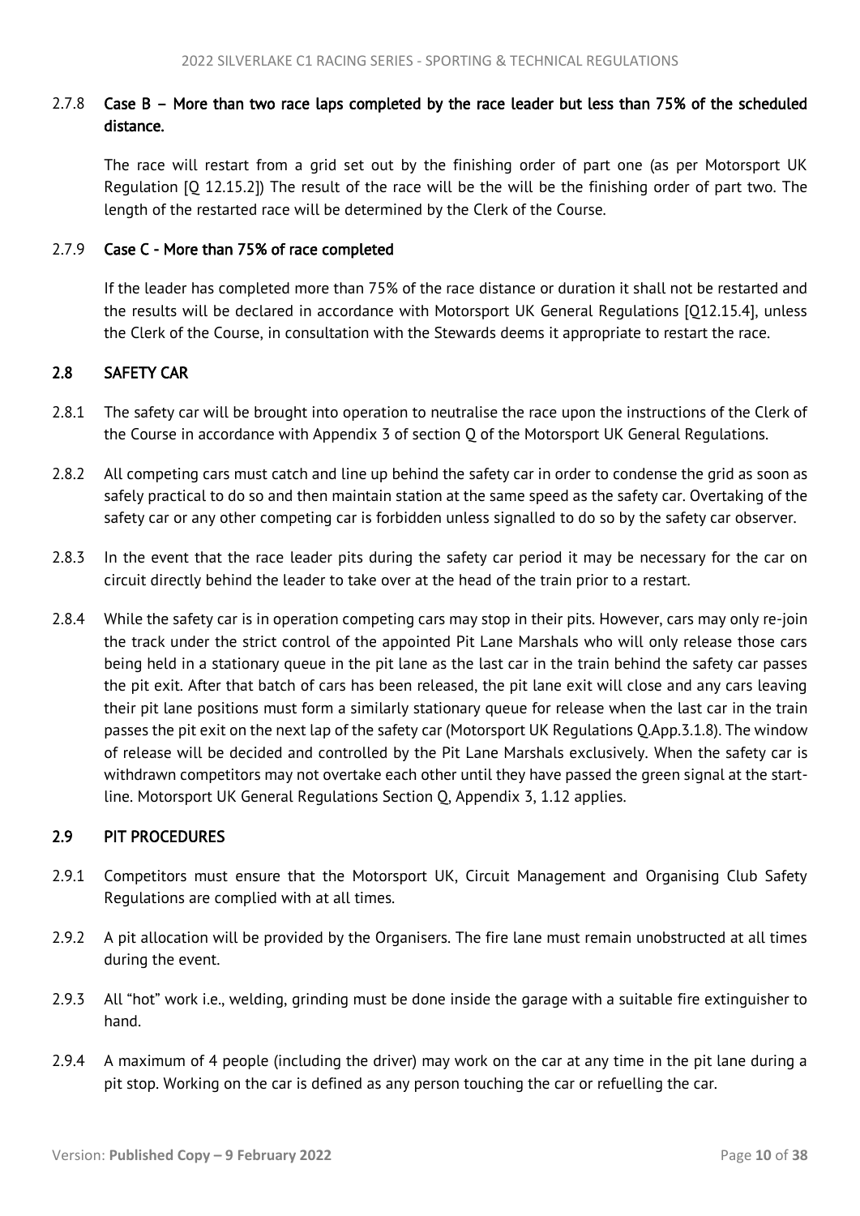#### 2.7.8 Case B – More than two race laps completed by the race leader but less than 75% of the scheduled distance.

The race will restart from a grid set out by the finishing order of part one (as per Motorsport UK Regulation [Q 12.15.2]) The result of the race will be the will be the finishing order of part two. The length of the restarted race will be determined by the Clerk of the Course.

#### 2.7.9 Case C - More than 75% of race completed

If the leader has completed more than 75% of the race distance or duration it shall not be restarted and the results will be declared in accordance with Motorsport UK General Regulations [Q12.15.4], unless the Clerk of the Course, in consultation with the Stewards deems it appropriate to restart the race.

### 2.8 SAFETY CAR

2.8.1 The safety car will be brought into operation to neutralise the race upon the instructions of the Clerk of the Course in accordance with Appendix 3 of section Q of the Motorsport UK General Regulations.

2.8.2 All competing cars must catch and line up behind the safety car in order to condense the grid as soon as safely practical to do so and then maintain station at the same speed as the safety car. Overtaking of the safety car or any other competing car is forbidden unless signalled to do so by the safety car observer.

2.8.3 In the event that the race leader pits during the safety car period it may be necessary for the car on circuit directly behind the leader to take over at the head of the train prior to a restart.

2.8.4 While the safety car is in operation competing cars may stop in their pits. However, cars may only re-join the track under the strict control of the appointed Pit Lane Marshals who will only release those cars being held in a stationary queue in the pit lane as the last car in the train behind the safety car passes the pit exit. After that batch of cars has been released, the pit lane exit will close and any cars leaving their pit lane positions must form a similarly stationary queue for release when the last car in the train passes the pit exit on the next lap of the safety car (Motorsport UK Regulations Q.App.3.1.8). The window of release will be decided and controlled by the Pit Lane Marshals exclusively. When the safety car is withdrawn competitors may not overtake each other until they have passed the green signal at the start-line. Motorsport UK General Regulations Section Q, Appendix 3, 1.12 applies.

### 2.9 PIT PROCEDURES

2.9.1 Competitors must ensure that the Motorsport UK, Circuit Management and Organising Club Safety Regulations are complied with at all times.

2.9.2 A pit allocation will be provided by the Organisers. The fire lane must remain unobstructed at all times during the event.

2.9.3 All "hot" work i.e., welding, grinding must be done inside the garage with a suitable fire extinguisher to hand.

2.9.4 A maximum of 4 people (including the driver) may work on the car at any time in the pit lane during a pit stop. Working on the car is defined as any person touching the car or refuelling the car.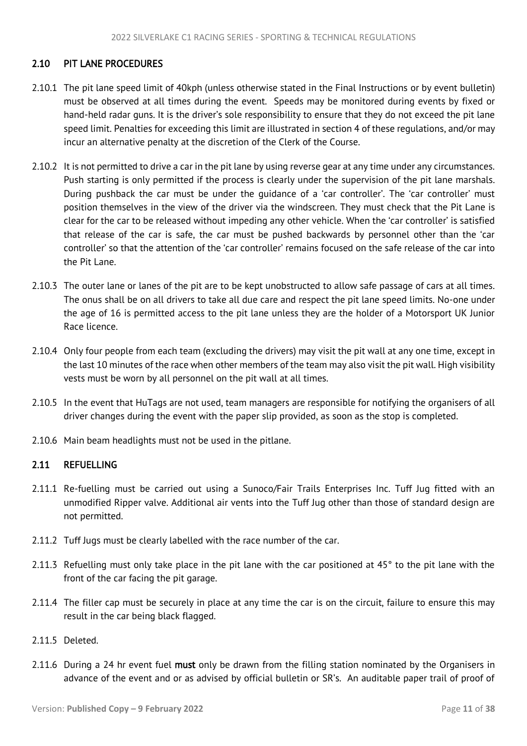## 2.10 PIT LANE PROCEDURES

2.10.1 The pit lane speed limit of 40kph (unless otherwise stated in the Final Instructions or by event bulletin) must be observed at all times during the event. Speeds may be monitored during events by fixed or hand-held radar guns. It is the driver's sole responsibility to ensure that they do not exceed the pit lane speed limit. Penalties for exceeding this limit are illustrated in section 4 of these regulations, and/or may incur an alternative penalty at the discretion of the Clerk of the Course.

2.10.2 It is not permitted to drive a car in the pit lane by using reverse gear at any time under any circumstances. Push starting is only permitted if the process is clearly under the supervision of the pit lane marshals. During pushback the car must be under the guidance of a 'car controller'. The 'car controller' must position themselves in the view of the driver via the windscreen. They must check that the Pit Lane is clear for the car to be released without impeding any other vehicle. When the 'car controller' is satisfied that release of the car is safe, the car must be pushed backwards by personnel other than the 'car controller' so that the attention of the 'car controller' remains focused on the safe release of the car into the Pit Lane.

2.10.3 The outer lane or lanes of the pit are to be kept unobstructed to allow safe passage of cars at all times. The onus shall be on all drivers to take all due care and respect the pit lane speed limits. No-one under the age of 16 is permitted access to the pit lane unless they are the holder of a Motorsport UK Junior Race licence.

2.10.4 Only four people from each team (excluding the drivers) may visit the pit wall at any one time, except in the last 10 minutes of the race when other members of the team may also visit the pit wall. High visibility vests must be worn by all personnel on the pit wall at all times.

2.10.5 In the event that HuTags are not used, team managers are responsible for notifying the organisers of all driver changes during the event with the paper slip provided, as soon as the stop is completed.

2.10.6 Main beam headlights must not be used in the pitlane.

## 2.11 REFUELLING

2.11.1 Re-fuelling must be carried out using a Sunoco/Fair Trails Enterprises Inc. Tuff Jug fitted with an unmodified Ripper valve. Additional air vents into the Tuff Jug other than those of standard design are not permitted.

2.11.2 Tuff Jugs must be clearly labelled with the race number of the car.

2.11.3 Refuelling must only take place in the pit lane with the car positioned at 45° to the pit lane with the front of the car facing the pit garage.

2.11.4 The filler cap must be securely in place at any time the car is on the circuit, failure to ensure this may result in the car being black flagged.

2.11.5 Deleted.

2.11.6 During a 24 hr event fuel **must** only be drawn from the filling station nominated by the Organisers in advance of the event and or as advised by official bulletin or SR's. An auditable paper trail of proof of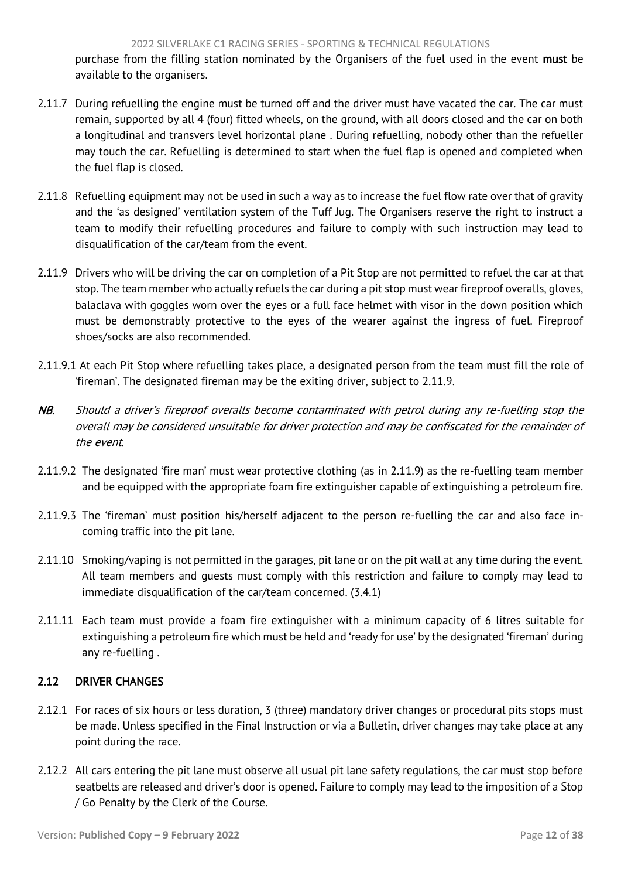purchase from the filling station nominated by the Organisers of the fuel used in the event **must** be available to the organisers.

2.11.7 During refuelling the engine must be turned off and the driver must have vacated the car. The car must remain, supported by all 4 (four) fitted wheels, on the ground, with all doors closed and the car on both a longitudinal and transvers level horizontal plane . During refuelling, nobody other than the refueller may touch the car. Refuelling is determined to start when the fuel flap is opened and completed when the fuel flap is closed.

2.11.8 Refuelling equipment may not be used in such a way as to increase the fuel flow rate over that of gravity and the 'as designed' ventilation system of the Tuff Jug. The Organisers reserve the right to instruct a team to modify their refuelling procedures and failure to comply with such instruction may lead to disqualification of the car/team from the event.

2.11.9 Drivers who will be driving the car on completion of a Pit Stop are not permitted to refuel the car at that stop. The team member who actually refuels the car during a pit stop must wear fireproof overalls, gloves, balaclava with goggles worn over the eyes or a full face helmet with visor in the down position which must be demonstrably protective to the eyes of the wearer against the ingress of fuel. Fireproof shoes/socks are also recommended.

2.11.9.1 At each Pit Stop where refuelling takes place, a designated person from the team must fill the role of 'fireman'. The designated fireman may be the exiting driver, subject to 2.11.9.

***NB.*** *Should a driver's fireproof overalls become contaminated with petrol during any re-fuelling stop the overall may be considered unsuitable for driver protection and may be confiscated for the remainder of the event.*

2.11.9.2 The designated 'fire man' must wear protective clothing (as in 2.11.9) as the re-fuelling team member and be equipped with the appropriate foam fire extinguisher capable of extinguishing a petroleum fire.

2.11.9.3 The 'fireman' must position his/herself adjacent to the person re-fuelling the car and also face in-coming traffic into the pit lane.

2.11.10 Smoking/vaping is not permitted in the garages, pit lane or on the pit wall at any time during the event. All team members and guests must comply with this restriction and failure to comply may lead to immediate disqualification of the car/team concerned. (3.4.1)

2.11.11 Each team must provide a foam fire extinguisher with a minimum capacity of 6 litres suitable for extinguishing a petroleum fire which must be held and 'ready for use' by the designated 'fireman' during any re-fuelling .

## 2.12 DRIVER CHANGES

2.12.1 For races of six hours or less duration, 3 (three) mandatory driver changes or procedural pits stops must be made. Unless specified in the Final Instruction or via a Bulletin, driver changes may take place at any point during the race.

2.12.2 All cars entering the pit lane must observe all usual pit lane safety regulations, the car must stop before seatbelts are released and driver's door is opened. Failure to comply may lead to the imposition of a Stop / Go Penalty by the Clerk of the Course.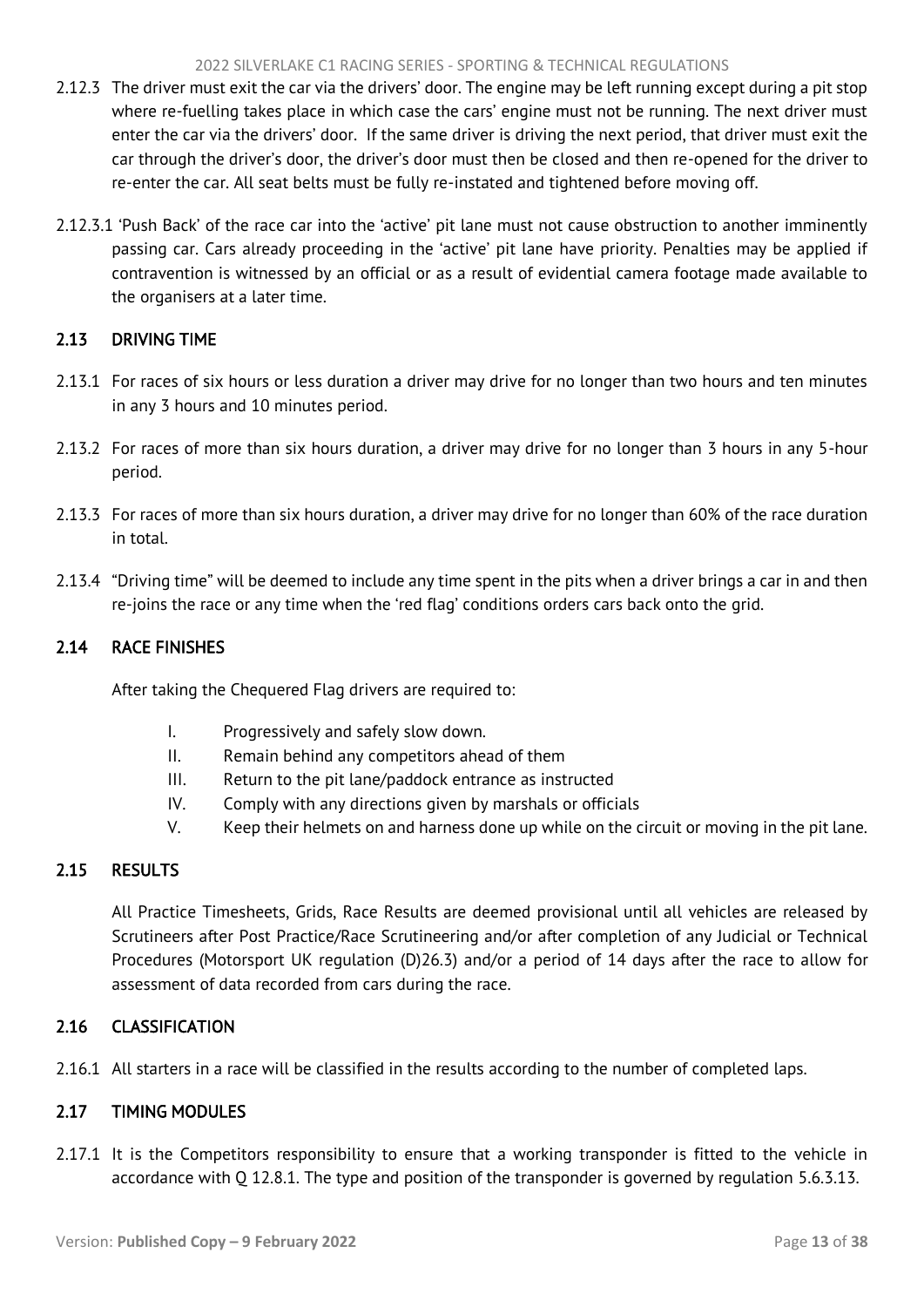2.12.3 The driver must exit the car via the drivers' door. The engine may be left running except during a pit stop where re-fuelling takes place in which case the cars' engine must not be running. The next driver must enter the car via the drivers' door. If the same driver is driving the next period, that driver must exit the car through the driver's door, the driver's door must then be closed and then re-opened for the driver to re-enter the car. All seat belts must be fully re-instated and tightened before moving off.

2.12.3.1 'Push Back' of the race car into the 'active' pit lane must not cause obstruction to another imminently passing car. Cars already proceeding in the 'active' pit lane have priority. Penalties may be applied if contravention is witnessed by an official or as a result of evidential camera footage made available to the organisers at a later time.

## 2.13 DRIVING TIME

2.13.1 For races of six hours or less duration a driver may drive for no longer than two hours and ten minutes in any 3 hours and 10 minutes period.

2.13.2 For races of more than six hours duration, a driver may drive for no longer than 3 hours in any 5-hour period.

2.13.3 For races of more than six hours duration, a driver may drive for no longer than 60% of the race duration in total.

2.13.4 "Driving time" will be deemed to include any time spent in the pits when a driver brings a car in and then re-joins the race or any time when the 'red flag' conditions orders cars back onto the grid.

## 2.14 RACE FINISHES

After taking the Chequered Flag drivers are required to:

I. Progressively and safely slow down.
II. Remain behind any competitors ahead of them
III. Return to the pit lane/paddock entrance as instructed
IV. Comply with any directions given by marshals or officials
V. Keep their helmets on and harness done up while on the circuit or moving in the pit lane.

## 2.15 RESULTS

All Practice Timesheets, Grids, Race Results are deemed provisional until all vehicles are released by Scrutineers after Post Practice/Race Scrutineering and/or after completion of any Judicial or Technical Procedures (Motorsport UK regulation (D)26.3) and/or a period of 14 days after the race to allow for assessment of data recorded from cars during the race.

## 2.16 CLASSIFICATION

2.16.1 All starters in a race will be classified in the results according to the number of completed laps.

## 2.17 TIMING MODULES

2.17.1 It is the Competitors responsibility to ensure that a working transponder is fitted to the vehicle in accordance with Q 12.8.1. The type and position of the transponder is governed by regulation 5.6.3.13.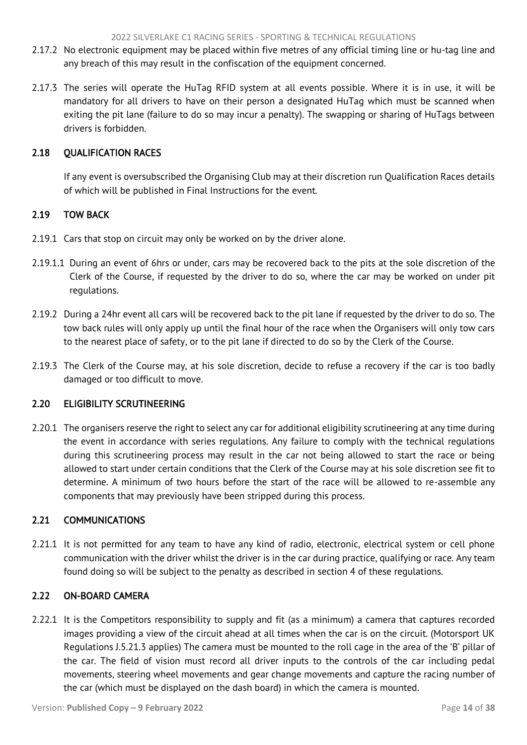2.17.2 No electronic equipment may be placed within five metres of any official timing line or hu-tag line and any breach of this may result in the confiscation of the equipment concerned.

2.17.3 The series will operate the HuTag RFID system at all events possible. Where it is in use, it will be mandatory for all drivers to have on their person a designated HuTag which must be scanned when exiting the pit lane (failure to do so may incur a penalty). The swapping or sharing of HuTags between drivers is forbidden.

## 2.18 QUALIFICATION RACES

If any event is oversubscribed the Organising Club may at their discretion run Qualification Races details of which will be published in Final Instructions for the event.

## 2.19 TOW BACK

2.19.1 Cars that stop on circuit may only be worked on by the driver alone.

2.19.1.1 During an event of 6hrs or under, cars may be recovered back to the pits at the sole discretion of the Clerk of the Course, if requested by the driver to do so, where the car may be worked on under pit regulations.

2.19.2 During a 24hr event all cars will be recovered back to the pit lane if requested by the driver to do so. The tow back rules will only apply up until the final hour of the race when the Organisers will only tow cars to the nearest place of safety, or to the pit lane if directed to do so by the Clerk of the Course.

2.19.3 The Clerk of the Course may, at his sole discretion, decide to refuse a recovery if the car is too badly damaged or too difficult to move.

## 2.20 ELIGIBILITY SCRUTINEERING

2.20.1 The organisers reserve the right to select any car for additional eligibility scrutineering at any time during the event in accordance with series regulations. Any failure to comply with the technical regulations during this scrutineering process may result in the car not being allowed to start the race or being allowed to start under certain conditions that the Clerk of the Course may at his sole discretion see fit to determine. A minimum of two hours before the start of the race will be allowed to re-assemble any components that may previously have been stripped during this process.

## 2.21 COMMUNICATIONS

2.21.1 It is not permitted for any team to have any kind of radio, electronic, electrical system or cell phone communication with the driver whilst the driver is in the car during practice, qualifying or race. Any team found doing so will be subject to the penalty as described in section 4 of these regulations.

## 2.22 ON-BOARD CAMERA

2.22.1 It is the Competitors responsibility to supply and fit (as a minimum) a camera that captures recorded images providing a view of the circuit ahead at all times when the car is on the circuit. (Motorsport UK Regulations J.5.21.3 applies) The camera must be mounted to the roll cage in the area of the 'B' pillar of the car. The field of vision must record all driver inputs to the controls of the car including pedal movements, steering wheel movements and gear change movements and capture the racing number of the car (which must be displayed on the dash board) in which the camera is mounted.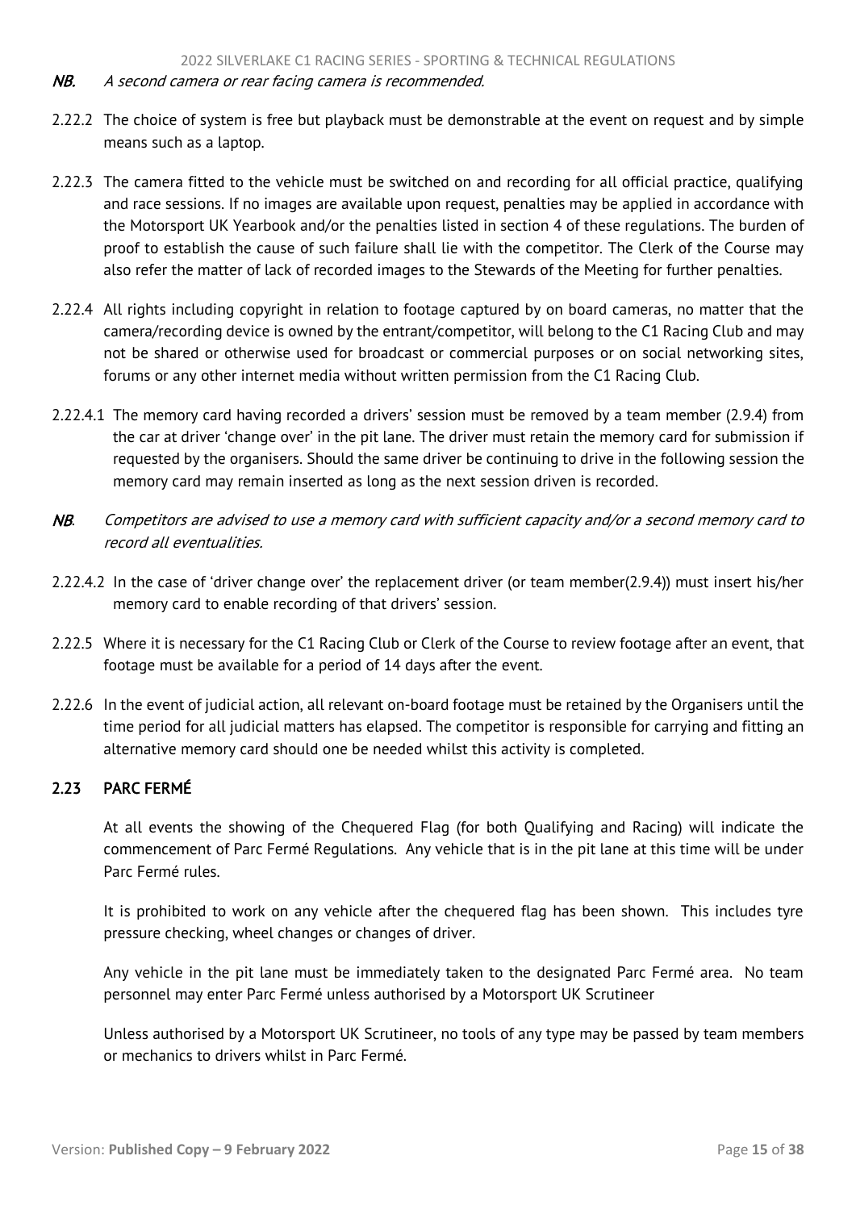*NB. A second camera or rear facing camera is recommended.*

2.22.2 The choice of system is free but playback must be demonstrable at the event on request and by simple means such as a laptop.

2.22.3 The camera fitted to the vehicle must be switched on and recording for all official practice, qualifying and race sessions. If no images are available upon request, penalties may be applied in accordance with the Motorsport UK Yearbook and/or the penalties listed in section 4 of these regulations. The burden of proof to establish the cause of such failure shall lie with the competitor. The Clerk of the Course may also refer the matter of lack of recorded images to the Stewards of the Meeting for further penalties.

2.22.4 All rights including copyright in relation to footage captured by on board cameras, no matter that the camera/recording device is owned by the entrant/competitor, will belong to the C1 Racing Club and may not be shared or otherwise used for broadcast or commercial purposes or on social networking sites, forums or any other internet media without written permission from the C1 Racing Club.

2.22.4.1 The memory card having recorded a drivers' session must be removed by a team member (2.9.4) from the car at driver 'change over' in the pit lane. The driver must retain the memory card for submission if requested by the organisers. Should the same driver be continuing to drive in the following session the memory card may remain inserted as long as the next session driven is recorded.

*NB. Competitors are advised to use a memory card with sufficient capacity and/or a second memory card to record all eventualities.*

2.22.4.2 In the case of 'driver change over' the replacement driver (or team member(2.9.4)) must insert his/her memory card to enable recording of that drivers' session.

2.22.5 Where it is necessary for the C1 Racing Club or Clerk of the Course to review footage after an event, that footage must be available for a period of 14 days after the event.

2.22.6 In the event of judicial action, all relevant on-board footage must be retained by the Organisers until the time period for all judicial matters has elapsed. The competitor is responsible for carrying and fitting an alternative memory card should one be needed whilst this activity is completed.

## 2.23 PARC FERMÉ

At all events the showing of the Chequered Flag (for both Qualifying and Racing) will indicate the commencement of Parc Fermé Regulations. Any vehicle that is in the pit lane at this time will be under Parc Fermé rules.

It is prohibited to work on any vehicle after the chequered flag has been shown. This includes tyre pressure checking, wheel changes or changes of driver.

Any vehicle in the pit lane must be immediately taken to the designated Parc Fermé area. No team personnel may enter Parc Fermé unless authorised by a Motorsport UK Scrutineer

Unless authorised by a Motorsport UK Scrutineer, no tools of any type may be passed by team members or mechanics to drivers whilst in Parc Fermé.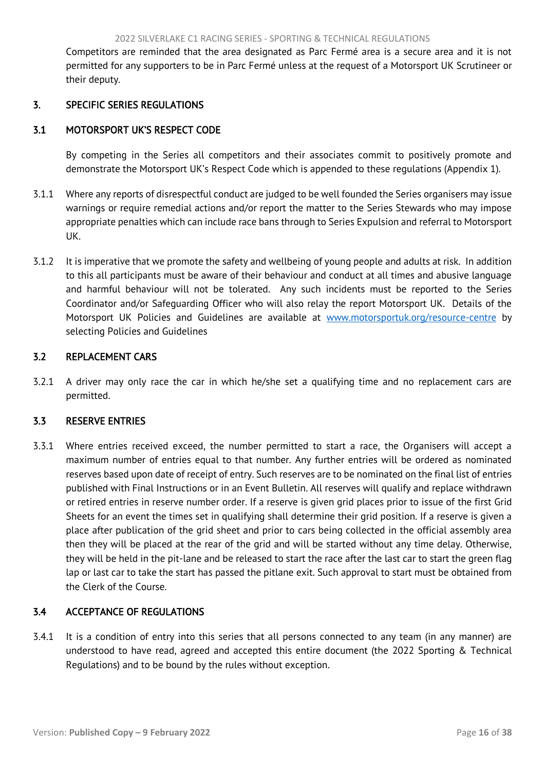Competitors are reminded that the area designated as Parc Fermé area is a secure area and it is not permitted for any supporters to be in Parc Fermé unless at the request of a Motorsport UK Scrutineer or their deputy.

## 3. SPECIFIC SERIES REGULATIONS

### 3.1 MOTORSPORT UK'S RESPECT CODE

By competing in the Series all competitors and their associates commit to positively promote and demonstrate the Motorsport UK's Respect Code which is appended to these regulations (Appendix 1).

3.1.1 Where any reports of disrespectful conduct are judged to be well founded the Series organisers may issue warnings or require remedial actions and/or report the matter to the Series Stewards who may impose appropriate penalties which can include race bans through to Series Expulsion and referral to Motorsport UK.

3.1.2 It is imperative that we promote the safety and wellbeing of young people and adults at risk. In addition to this all participants must be aware of their behaviour and conduct at all times and abusive language and harmful behaviour will not be tolerated. Any such incidents must be reported to the Series Coordinator and/or Safeguarding Officer who will also relay the report Motorsport UK. Details of the Motorsport UK Policies and Guidelines are available at [www.motorsportuk.org/resource-centre](www.motorsportuk.org/resource-centre) by selecting Policies and Guidelines

### 3.2 REPLACEMENT CARS

3.2.1 A driver may only race the car in which he/she set a qualifying time and no replacement cars are permitted.

### 3.3 RESERVE ENTRIES

3.3.1 Where entries received exceed, the number permitted to start a race, the Organisers will accept a maximum number of entries equal to that number. Any further entries will be ordered as nominated reserves based upon date of receipt of entry. Such reserves are to be nominated on the final list of entries published with Final Instructions or in an Event Bulletin. All reserves will qualify and replace withdrawn or retired entries in reserve number order. If a reserve is given grid places prior to issue of the first Grid Sheets for an event the times set in qualifying shall determine their grid position. If a reserve is given a place after publication of the grid sheet and prior to cars being collected in the official assembly area then they will be placed at the rear of the grid and will be started without any time delay. Otherwise, they will be held in the pit-lane and be released to start the race after the last car to start the green flag lap or last car to take the start has passed the pitlane exit. Such approval to start must be obtained from the Clerk of the Course.

### 3.4 ACCEPTANCE OF REGULATIONS

3.4.1 It is a condition of entry into this series that all persons connected to any team (in any manner) are understood to have read, agreed and accepted this entire document (the 2022 Sporting & Technical Regulations) and to be bound by the rules without exception.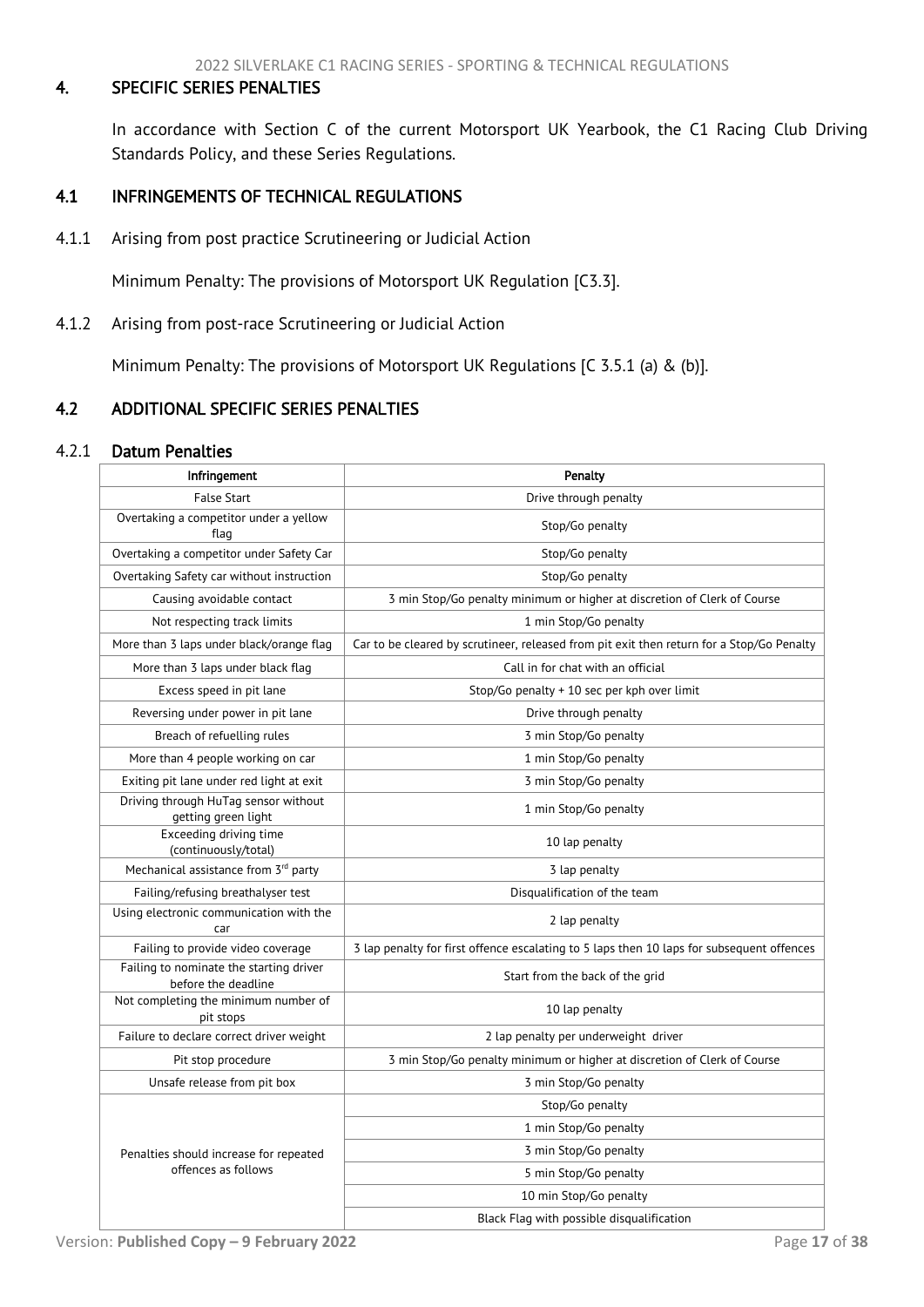## 4. SPECIFIC SERIES PENALTIES

In accordance with Section C of the current Motorsport UK Yearbook, the C1 Racing Club Driving Standards Policy, and these Series Regulations.

### 4.1 INFRINGEMENTS OF TECHNICAL REGULATIONS

4.1.1 Arising from post practice Scrutineering or Judicial Action

Minimum Penalty: The provisions of Motorsport UK Regulation [C3.3].

4.1.2 Arising from post-race Scrutineering or Judicial Action

Minimum Penalty: The provisions of Motorsport UK Regulations [C 3.5.1 (a) & (b)].

### 4.2 ADDITIONAL SPECIFIC SERIES PENALTIES

#### 4.2.1 Datum Penalties

| Infringement | Penalty |
|---|---|
| False Start | Drive through penalty |
| Overtaking a competitor under a yellow flag | Stop/Go penalty |
| Overtaking a competitor under Safety Car | Stop/Go penalty |
| Overtaking Safety car without instruction | Stop/Go penalty |
| Causing avoidable contact | 3 min Stop/Go penalty minimum or higher at discretion of Clerk of Course |
| Not respecting track limits | 1 min Stop/Go penalty |
| More than 3 laps under black/orange flag | Car to be cleared by scrutineer, released from pit exit then return for a Stop/Go Penalty |
| More than 3 laps under black flag | Call in for chat with an official |
| Excess speed in pit lane | Stop/Go penalty + 10 sec per kph over limit |
| Reversing under power in pit lane | Drive through penalty |
| Breach of refuelling rules | 3 min Stop/Go penalty |
| More than 4 people working on car | 1 min Stop/Go penalty |
| Exiting pit lane under red light at exit | 3 min Stop/Go penalty |
| Driving through HuTag sensor without getting green light | 1 min Stop/Go penalty |
| Exceeding driving time (continuously/total) | 10 lap penalty |
| Mechanical assistance from 3rd party | 3 lap penalty |
| Failing/refusing breathalyser test | Disqualification of the team |
| Using electronic communication with the car | 2 lap penalty |
| Failing to provide video coverage | 3 lap penalty for first offence escalating to 5 laps then 10 laps for subsequent offences |
| Failing to nominate the starting driver before the deadline | Start from the back of the grid |
| Not completing the minimum number of pit stops | 10 lap penalty |
| Failure to declare correct driver weight | 2 lap penalty per underweight driver |
| Pit stop procedure | 3 min Stop/Go penalty minimum or higher at discretion of Clerk of Course |
| Unsafe release from pit box | 3 min Stop/Go penalty |
| Penalties should increase for repeated offences as follows | Stop/Go penalty |
| | 1 min Stop/Go penalty |
| | 3 min Stop/Go penalty |
| | 5 min Stop/Go penalty |
| | 10 min Stop/Go penalty |
| | Black Flag with possible disqualification |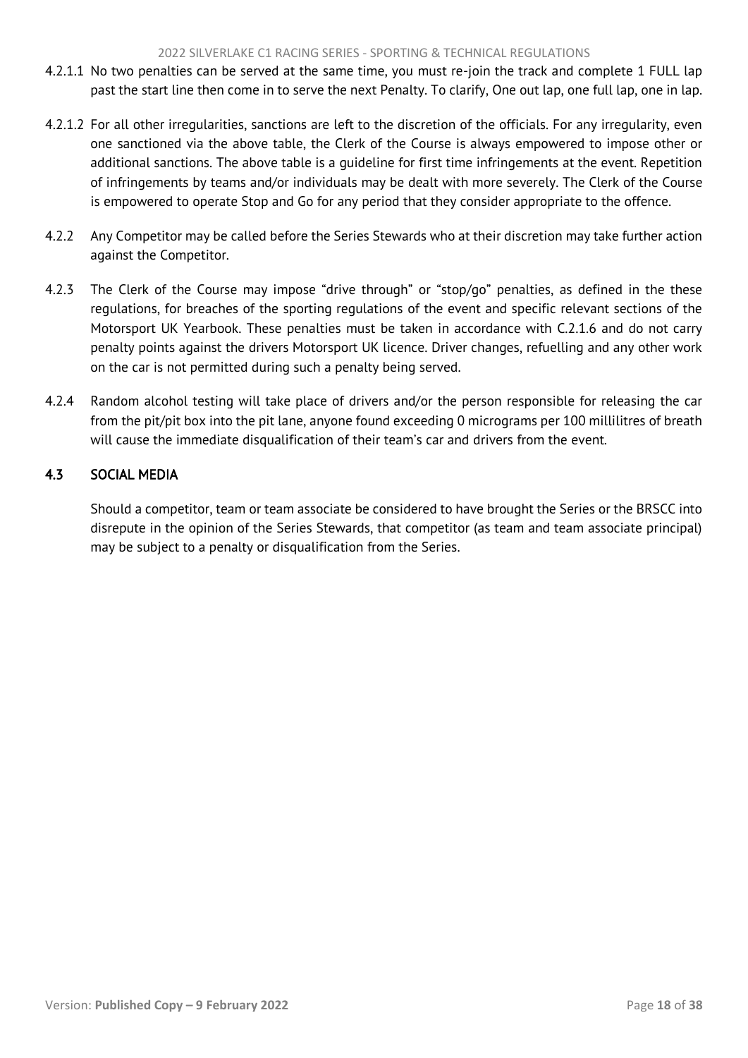4.2.1.1 No two penalties can be served at the same time, you must re-join the track and complete 1 FULL lap past the start line then come in to serve the next Penalty. To clarify, One out lap, one full lap, one in lap.

4.2.1.2 For all other irregularities, sanctions are left to the discretion of the officials. For any irregularity, even one sanctioned via the above table, the Clerk of the Course is always empowered to impose other or additional sanctions. The above table is a guideline for first time infringements at the event. Repetition of infringements by teams and/or individuals may be dealt with more severely. The Clerk of the Course is empowered to operate Stop and Go for any period that they consider appropriate to the offence.

4.2.2 Any Competitor may be called before the Series Stewards who at their discretion may take further action against the Competitor.

4.2.3 The Clerk of the Course may impose "drive through" or "stop/go" penalties, as defined in the these regulations, for breaches of the sporting regulations of the event and specific relevant sections of the Motorsport UK Yearbook. These penalties must be taken in accordance with C.2.1.6 and do not carry penalty points against the drivers Motorsport UK licence. Driver changes, refuelling and any other work on the car is not permitted during such a penalty being served.

4.2.4 Random alcohol testing will take place of drivers and/or the person responsible for releasing the car from the pit/pit box into the pit lane, anyone found exceeding 0 micrograms per 100 millilitres of breath will cause the immediate disqualification of their team's car and drivers from the event.

## 4.3 SOCIAL MEDIA

Should a competitor, team or team associate be considered to have brought the Series or the BRSCC into disrepute in the opinion of the Series Stewards, that competitor (as team and team associate principal) may be subject to a penalty or disqualification from the Series.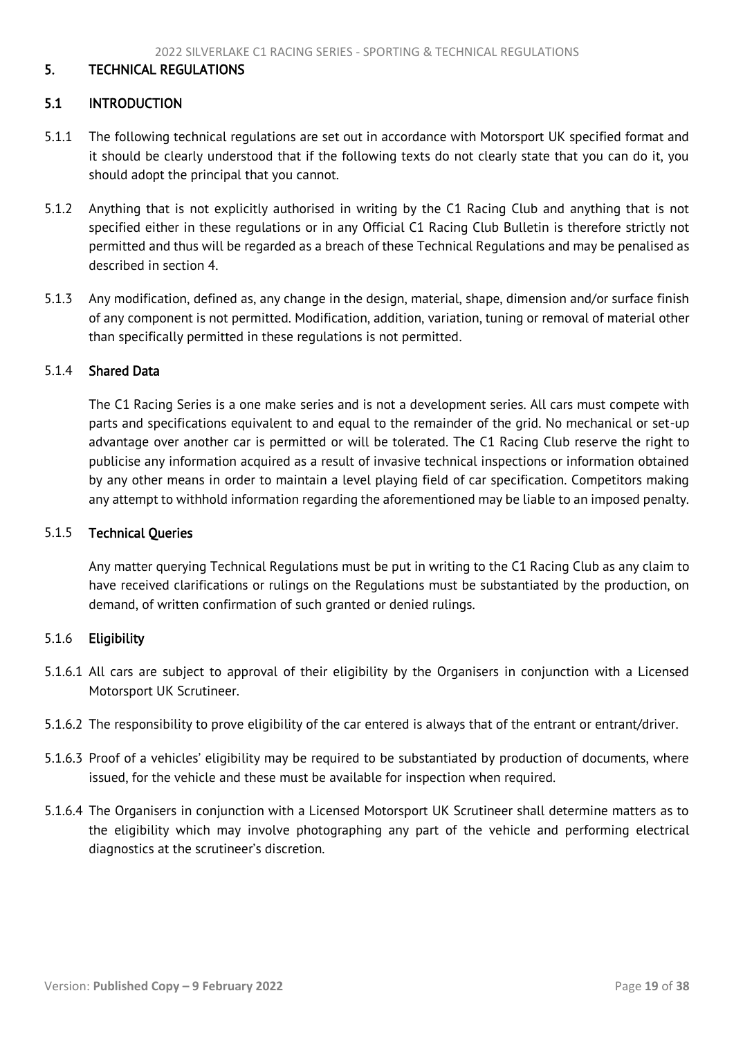## 5. TECHNICAL REGULATIONS

### 5.1 INTRODUCTION

5.1.1 The following technical regulations are set out in accordance with Motorsport UK specified format and it should be clearly understood that if the following texts do not clearly state that you can do it, you should adopt the principal that you cannot.

5.1.2 Anything that is not explicitly authorised in writing by the C1 Racing Club and anything that is not specified either in these regulations or in any Official C1 Racing Club Bulletin is therefore strictly not permitted and thus will be regarded as a breach of these Technical Regulations and may be penalised as described in section 4.

5.1.3 Any modification, defined as, any change in the design, material, shape, dimension and/or surface finish of any component is not permitted. Modification, addition, variation, tuning or removal of material other than specifically permitted in these regulations is not permitted.

#### 5.1.4 Shared Data

The C1 Racing Series is a one make series and is not a development series. All cars must compete with parts and specifications equivalent to and equal to the remainder of the grid. No mechanical or set-up advantage over another car is permitted or will be tolerated. The C1 Racing Club reserve the right to publicise any information acquired as a result of invasive technical inspections or information obtained by any other means in order to maintain a level playing field of car specification. Competitors making any attempt to withhold information regarding the aforementioned may be liable to an imposed penalty.

#### 5.1.5 Technical Queries

Any matter querying Technical Regulations must be put in writing to the C1 Racing Club as any claim to have received clarifications or rulings on the Regulations must be substantiated by the production, on demand, of written confirmation of such granted or denied rulings.

#### 5.1.6 Eligibility

5.1.6.1 All cars are subject to approval of their eligibility by the Organisers in conjunction with a Licensed Motorsport UK Scrutineer.

5.1.6.2 The responsibility to prove eligibility of the car entered is always that of the entrant or entrant/driver.

5.1.6.3 Proof of a vehicles' eligibility may be required to be substantiated by production of documents, where issued, for the vehicle and these must be available for inspection when required.

5.1.6.4 The Organisers in conjunction with a Licensed Motorsport UK Scrutineer shall determine matters as to the eligibility which may involve photographing any part of the vehicle and performing electrical diagnostics at the scrutineer's discretion.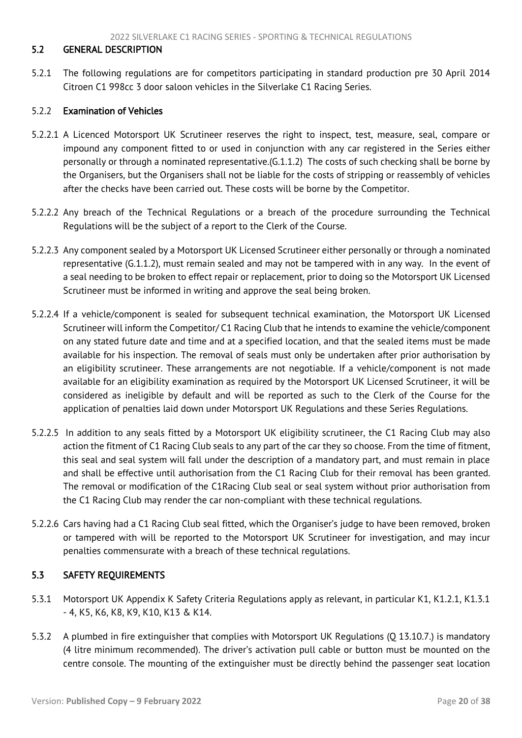## 5.2 GENERAL DESCRIPTION

5.2.1 The following regulations are for competitors participating in standard production pre 30 April 2014 Citroen C1 998cc 3 door saloon vehicles in the Silverlake C1 Racing Series.

### 5.2.2 Examination of Vehicles

5.2.2.1 A Licenced Motorsport UK Scrutineer reserves the right to inspect, test, measure, seal, compare or impound any component fitted to or used in conjunction with any car registered in the Series either personally or through a nominated representative.(G.1.1.2) The costs of such checking shall be borne by the Organisers, but the Organisers shall not be liable for the costs of stripping or reassembly of vehicles after the checks have been carried out. These costs will be borne by the Competitor.

5.2.2.2 Any breach of the Technical Regulations or a breach of the procedure surrounding the Technical Regulations will be the subject of a report to the Clerk of the Course.

5.2.2.3 Any component sealed by a Motorsport UK Licensed Scrutineer either personally or through a nominated representative (G.1.1.2), must remain sealed and may not be tampered with in any way. In the event of a seal needing to be broken to effect repair or replacement, prior to doing so the Motorsport UK Licensed Scrutineer must be informed in writing and approve the seal being broken.

5.2.2.4 If a vehicle/component is sealed for subsequent technical examination, the Motorsport UK Licensed Scrutineer will inform the Competitor/ C1 Racing Club that he intends to examine the vehicle/component on any stated future date and time and at a specified location, and that the sealed items must be made available for his inspection. The removal of seals must only be undertaken after prior authorisation by an eligibility scrutineer. These arrangements are not negotiable. If a vehicle/component is not made available for an eligibility examination as required by the Motorsport UK Licensed Scrutineer, it will be considered as ineligible by default and will be reported as such to the Clerk of the Course for the application of penalties laid down under Motorsport UK Regulations and these Series Regulations.

5.2.2.5 In addition to any seals fitted by a Motorsport UK eligibility scrutineer, the C1 Racing Club may also action the fitment of C1 Racing Club seals to any part of the car they so choose. From the time of fitment, this seal and seal system will fall under the description of a mandatory part, and must remain in place and shall be effective until authorisation from the C1 Racing Club for their removal has been granted. The removal or modification of the C1Racing Club seal or seal system without prior authorisation from the C1 Racing Club may render the car non-compliant with these technical regulations.

5.2.2.6 Cars having had a C1 Racing Club seal fitted, which the Organiser's judge to have been removed, broken or tampered with will be reported to the Motorsport UK Scrutineer for investigation, and may incur penalties commensurate with a breach of these technical regulations.

## 5.3 SAFETY REQUIREMENTS

5.3.1 Motorsport UK Appendix K Safety Criteria Regulations apply as relevant, in particular K1, K1.2.1, K1.3.1 - 4, K5, K6, K8, K9, K10, K13 & K14.

5.3.2 A plumbed in fire extinguisher that complies with Motorsport UK Regulations (Q 13.10.7.) is mandatory (4 litre minimum recommended). The driver's activation pull cable or button must be mounted on the centre console. The mounting of the extinguisher must be directly behind the passenger seat location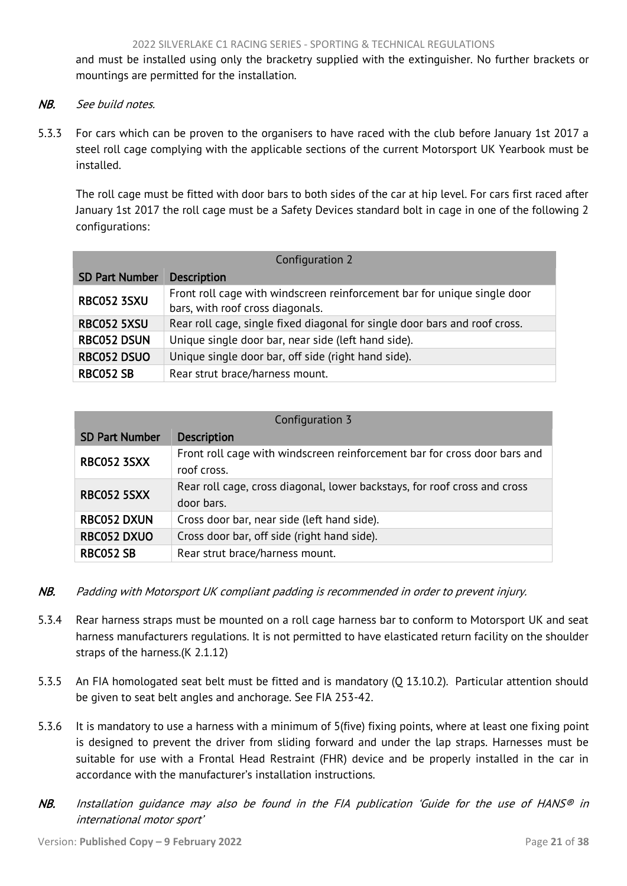and must be installed using only the bracketry supplied with the extinguisher. No further brackets or mountings are permitted for the installation.

*NB. See build notes.*

5.3.3 For cars which can be proven to the organisers to have raced with the club before January 1st 2017 a steel roll cage complying with the applicable sections of the current Motorsport UK Yearbook must be installed.

The roll cage must be fitted with door bars to both sides of the car at hip level. For cars first raced after January 1st 2017 the roll cage must be a Safety Devices standard bolt in cage in one of the following 2 configurations:

| Configuration 2 | |
|---|---|
| **SD Part Number** | **Description** |
| **RBC052 3SXU** | Front roll cage with windscreen reinforcement bar for unique single door bars, with roof cross diagonals. |
| **RBC052 5XSU** | Rear roll cage, single fixed diagonal for single door bars and roof cross. |
| **RBC052 DSUN** | Unique single door bar, near side (left hand side). |
| **RBC052 DSUO** | Unique single door bar, off side (right hand side). |
| **RBC052 SB** | Rear strut brace/harness mount. |

| Configuration 3 | |
|---|---|
| **SD Part Number** | **Description** |
| **RBC052 3SXX** | Front roll cage with windscreen reinforcement bar for cross door bars and roof cross. |
| **RBC052 5SXX** | Rear roll cage, cross diagonal, lower backstays, for roof cross and cross door bars. |
| **RBC052 DXUN** | Cross door bar, near side (left hand side). |
| **RBC052 DXUO** | Cross door bar, off side (right hand side). |
| **RBC052 SB** | Rear strut brace/harness mount. |

*NB. Padding with Motorsport UK compliant padding is recommended in order to prevent injury.*

5.3.4 Rear harness straps must be mounted on a roll cage harness bar to conform to Motorsport UK and seat harness manufacturers regulations. It is not permitted to have elasticated return facility on the shoulder straps of the harness.(K 2.1.12)

5.3.5 An FIA homologated seat belt must be fitted and is mandatory (Q 13.10.2). Particular attention should be given to seat belt angles and anchorage. See FIA 253-42.

5.3.6 It is mandatory to use a harness with a minimum of 5(five) fixing points, where at least one fixing point is designed to prevent the driver from sliding forward and under the lap straps. Harnesses must be suitable for use with a Frontal Head Restraint (FHR) device and be properly installed in the car in accordance with the manufacturer's installation instructions.

*NB. Installation guidance may also be found in the FIA publication 'Guide for the use of HANS® in international motor sport'*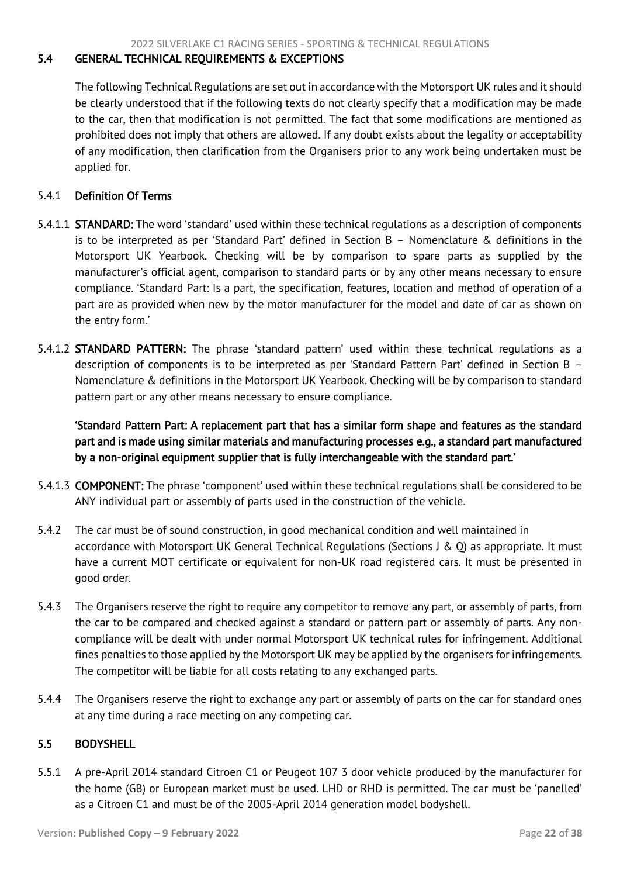## 5.4 GENERAL TECHNICAL REQUIREMENTS & EXCEPTIONS

The following Technical Regulations are set out in accordance with the Motorsport UK rules and it should be clearly understood that if the following texts do not clearly specify that a modification may be made to the car, then that modification is not permitted. The fact that some modifications are mentioned as prohibited does not imply that others are allowed. If any doubt exists about the legality or acceptability of any modification, then clarification from the Organisers prior to any work being undertaken must be applied for.

### 5.4.1 Definition Of Terms

5.4.1.1 **STANDARD:** The word 'standard' used within these technical regulations as a description of components is to be interpreted as per 'Standard Part' defined in Section B – Nomenclature & definitions in the Motorsport UK Yearbook. Checking will be by comparison to spare parts as supplied by the manufacturer's official agent, comparison to standard parts or by any other means necessary to ensure compliance. 'Standard Part: Is a part, the specification, features, location and method of operation of a part are as provided when new by the motor manufacturer for the model and date of car as shown on the entry form.'

5.4.1.2 **STANDARD PATTERN:** The phrase 'standard pattern' used within these technical regulations as a description of components is to be interpreted as per 'Standard Pattern Part' defined in Section B – Nomenclature & definitions in the Motorsport UK Yearbook. Checking will be by comparison to standard pattern part or any other means necessary to ensure compliance.

**'Standard Pattern Part: A replacement part that has a similar form shape and features as the standard part and is made using similar materials and manufacturing processes e.g., a standard part manufactured by a non-original equipment supplier that is fully interchangeable with the standard part.'**

5.4.1.3 **COMPONENT:** The phrase 'component' used within these technical regulations shall be considered to be ANY individual part or assembly of parts used in the construction of the vehicle.

5.4.2 The car must be of sound construction, in good mechanical condition and well maintained in accordance with Motorsport UK General Technical Regulations (Sections J & Q) as appropriate. It must have a current MOT certificate or equivalent for non-UK road registered cars. It must be presented in good order.

5.4.3 The Organisers reserve the right to require any competitor to remove any part, or assembly of parts, from the car to be compared and checked against a standard or pattern part or assembly of parts. Any non-compliance will be dealt with under normal Motorsport UK technical rules for infringement. Additional fines penalties to those applied by the Motorsport UK may be applied by the organisers for infringements. The competitor will be liable for all costs relating to any exchanged parts.

5.4.4 The Organisers reserve the right to exchange any part or assembly of parts on the car for standard ones at any time during a race meeting on any competing car.

## 5.5 BODYSHELL

5.5.1 A pre-April 2014 standard Citroen C1 or Peugeot 107 3 door vehicle produced by the manufacturer for the home (GB) or European market must be used. LHD or RHD is permitted. The car must be 'panelled' as a Citroen C1 and must be of the 2005-April 2014 generation model bodyshell.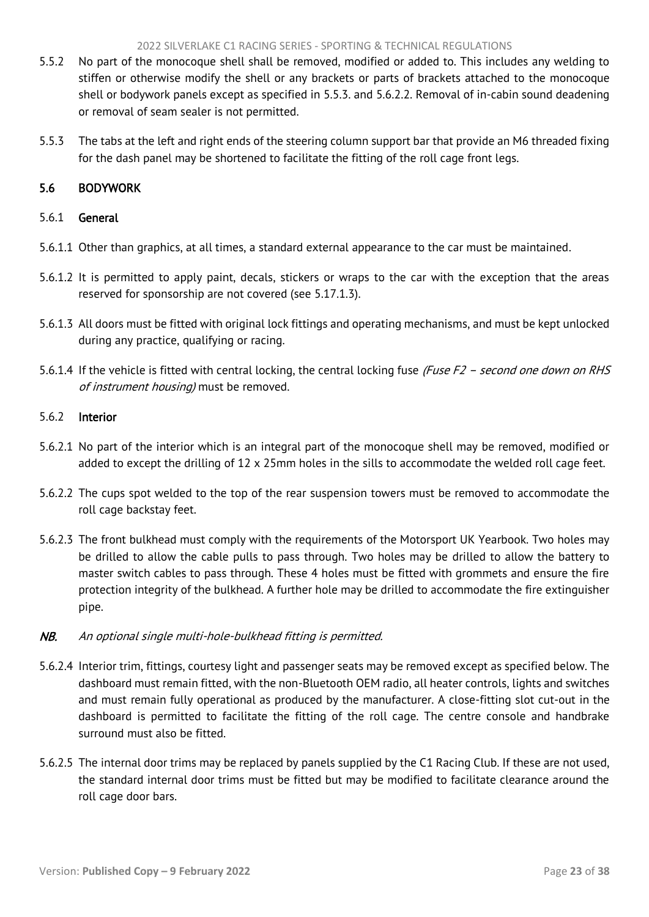5.5.2 No part of the monocoque shell shall be removed, modified or added to. This includes any welding to stiffen or otherwise modify the shell or any brackets or parts of brackets attached to the monocoque shell or bodywork panels except as specified in 5.5.3. and 5.6.2.2. Removal of in-cabin sound deadening or removal of seam sealer is not permitted.

5.5.3 The tabs at the left and right ends of the steering column support bar that provide an M6 threaded fixing for the dash panel may be shortened to facilitate the fitting of the roll cage front legs.

## 5.6 BODYWORK

### 5.6.1 General

5.6.1.1 Other than graphics, at all times, a standard external appearance to the car must be maintained.

5.6.1.2 It is permitted to apply paint, decals, stickers or wraps to the car with the exception that the areas reserved for sponsorship are not covered (see 5.17.1.3).

5.6.1.3 All doors must be fitted with original lock fittings and operating mechanisms, and must be kept unlocked during any practice, qualifying or racing.

5.6.1.4 If the vehicle is fitted with central locking, the central locking fuse *(Fuse F2 – second one down on RHS of instrument housing)* must be removed.

### 5.6.2 Interior

5.6.2.1 No part of the interior which is an integral part of the monocoque shell may be removed, modified or added to except the drilling of 12 x 25mm holes in the sills to accommodate the welded roll cage feet.

5.6.2.2 The cups spot welded to the top of the rear suspension towers must be removed to accommodate the roll cage backstay feet.

5.6.2.3 The front bulkhead must comply with the requirements of the Motorsport UK Yearbook. Two holes may be drilled to allow the cable pulls to pass through. Two holes may be drilled to allow the battery to master switch cables to pass through. These 4 holes must be fitted with grommets and ensure the fire protection integrity of the bulkhead. A further hole may be drilled to accommodate the fire extinguisher pipe.

***NB.*** *An optional single multi-hole-bulkhead fitting is permitted.*

5.6.2.4 Interior trim, fittings, courtesy light and passenger seats may be removed except as specified below. The dashboard must remain fitted, with the non-Bluetooth OEM radio, all heater controls, lights and switches and must remain fully operational as produced by the manufacturer. A close-fitting slot cut-out in the dashboard is permitted to facilitate the fitting of the roll cage. The centre console and handbrake surround must also be fitted.

5.6.2.5 The internal door trims may be replaced by panels supplied by the C1 Racing Club. If these are not used, the standard internal door trims must be fitted but may be modified to facilitate clearance around the roll cage door bars.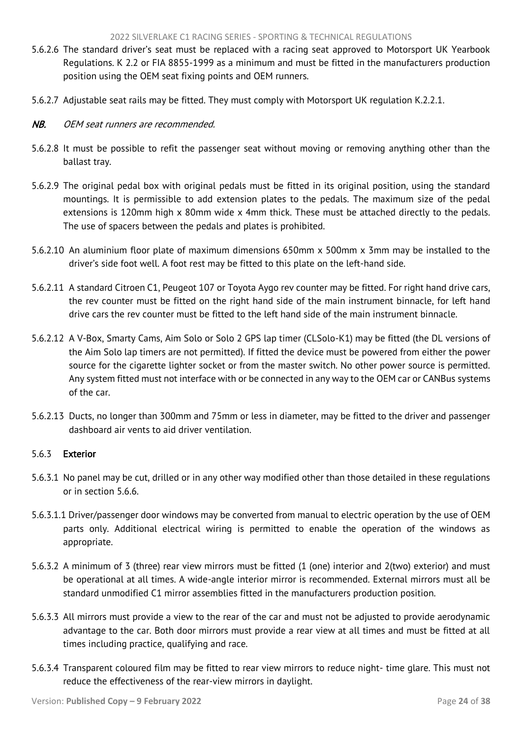5.6.2.6 The standard driver's seat must be replaced with a racing seat approved to Motorsport UK Yearbook Regulations. K 2.2 or FIA 8855-1999 as a minimum and must be fitted in the manufacturers production position using the OEM seat fixing points and OEM runners.

5.6.2.7 Adjustable seat rails may be fitted. They must comply with Motorsport UK regulation K.2.2.1.

*NB. OEM seat runners are recommended.*

5.6.2.8 It must be possible to refit the passenger seat without moving or removing anything other than the ballast tray.

5.6.2.9 The original pedal box with original pedals must be fitted in its original position, using the standard mountings. It is permissible to add extension plates to the pedals. The maximum size of the pedal extensions is 120mm high x 80mm wide x 4mm thick. These must be attached directly to the pedals. The use of spacers between the pedals and plates is prohibited.

5.6.2.10 An aluminium floor plate of maximum dimensions 650mm x 500mm x 3mm may be installed to the driver's side foot well. A foot rest may be fitted to this plate on the left-hand side.

5.6.2.11 A standard Citroen C1, Peugeot 107 or Toyota Aygo rev counter may be fitted. For right hand drive cars, the rev counter must be fitted on the right hand side of the main instrument binnacle, for left hand drive cars the rev counter must be fitted to the left hand side of the main instrument binnacle.

5.6.2.12 A V-Box, Smarty Cams, Aim Solo or Solo 2 GPS lap timer (CLSolo-K1) may be fitted (the DL versions of the Aim Solo lap timers are not permitted). If fitted the device must be powered from either the power source for the cigarette lighter socket or from the master switch. No other power source is permitted. Any system fitted must not interface with or be connected in any way to the OEM car or CANBus systems of the car.

5.6.2.13 Ducts, no longer than 300mm and 75mm or less in diameter, may be fitted to the driver and passenger dashboard air vents to aid driver ventilation.

### 5.6.3 Exterior

5.6.3.1 No panel may be cut, drilled or in any other way modified other than those detailed in these regulations or in section 5.6.6.

5.6.3.1.1 Driver/passenger door windows may be converted from manual to electric operation by the use of OEM parts only. Additional electrical wiring is permitted to enable the operation of the windows as appropriate.

5.6.3.2 A minimum of 3 (three) rear view mirrors must be fitted (1 (one) interior and 2(two) exterior) and must be operational at all times. A wide-angle interior mirror is recommended. External mirrors must all be standard unmodified C1 mirror assemblies fitted in the manufacturers production position.

5.6.3.3 All mirrors must provide a view to the rear of the car and must not be adjusted to provide aerodynamic advantage to the car. Both door mirrors must provide a rear view at all times and must be fitted at all times including practice, qualifying and race.

5.6.3.4 Transparent coloured film may be fitted to rear view mirrors to reduce night- time glare. This must not reduce the effectiveness of the rear-view mirrors in daylight.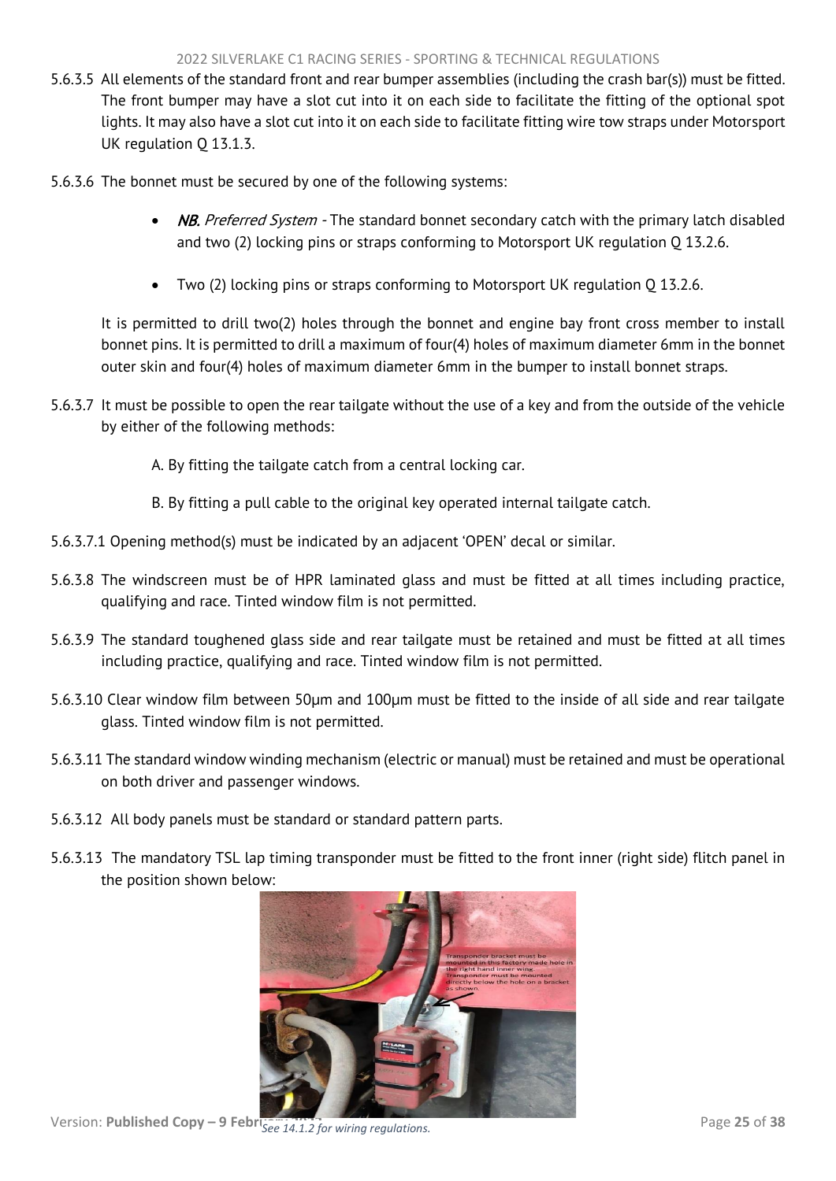5.6.3.5 All elements of the standard front and rear bumper assemblies (including the crash bar(s)) must be fitted. The front bumper may have a slot cut into it on each side to facilitate the fitting of the optional spot lights. It may also have a slot cut into it on each side to facilitate fitting wire tow straps under Motorsport UK regulation Q 13.1.3.

5.6.3.6 The bonnet must be secured by one of the following systems:

- *NB. Preferred System* - The standard bonnet secondary catch with the primary latch disabled and two (2) locking pins or straps conforming to Motorsport UK regulation Q 13.2.6.
- Two (2) locking pins or straps conforming to Motorsport UK regulation Q 13.2.6.

It is permitted to drill two(2) holes through the bonnet and engine bay front cross member to install bonnet pins. It is permitted to drill a maximum of four(4) holes of maximum diameter 6mm in the bonnet outer skin and four(4) holes of maximum diameter 6mm in the bumper to install bonnet straps.

5.6.3.7 It must be possible to open the rear tailgate without the use of a key and from the outside of the vehicle by either of the following methods:

A. By fitting the tailgate catch from a central locking car.

B. By fitting a pull cable to the original key operated internal tailgate catch.

5.6.3.7.1 Opening method(s) must be indicated by an adjacent 'OPEN' decal or similar.

5.6.3.8 The windscreen must be of HPR laminated glass and must be fitted at all times including practice, qualifying and race. Tinted window film is not permitted.

5.6.3.9 The standard toughened glass side and rear tailgate must be retained and must be fitted at all times including practice, qualifying and race. Tinted window film is not permitted.

5.6.3.10 Clear window film between 50µm and 100µm must be fitted to the inside of all side and rear tailgate glass. Tinted window film is not permitted.

5.6.3.11 The standard window winding mechanism (electric or manual) must be retained and must be operational on both driver and passenger windows.

5.6.3.12 All body panels must be standard or standard pattern parts.

5.6.3.13 The mandatory TSL lap timing transponder must be fitted to the front inner (right side) flitch panel in the position shown below:

*See 14.1.2 for wiring regulations.*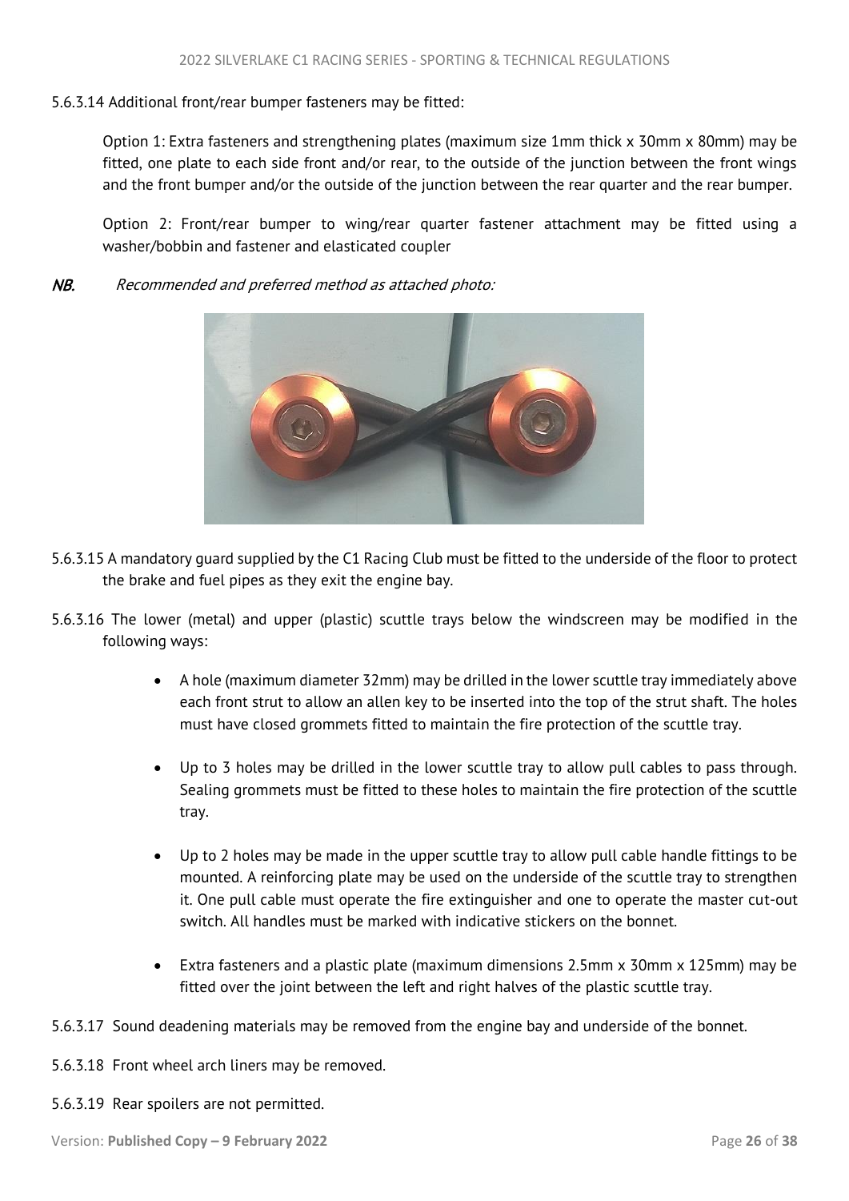5.6.3.14 Additional front/rear bumper fasteners may be fitted:

Option 1: Extra fasteners and strengthening plates (maximum size 1mm thick x 30mm x 80mm) may be fitted, one plate to each side front and/or rear, to the outside of the junction between the front wings and the front bumper and/or the outside of the junction between the rear quarter and the rear bumper.

Option 2: Front/rear bumper to wing/rear quarter fastener attachment may be fitted using a washer/bobbin and fastener and elasticated coupler

*NB. Recommended and preferred method as attached photo:*

5.6.3.15 A mandatory guard supplied by the C1 Racing Club must be fitted to the underside of the floor to protect the brake and fuel pipes as they exit the engine bay.

5.6.3.16 The lower (metal) and upper (plastic) scuttle trays below the windscreen may be modified in the following ways:

- A hole (maximum diameter 32mm) may be drilled in the lower scuttle tray immediately above each front strut to allow an allen key to be inserted into the top of the strut shaft. The holes must have closed grommets fitted to maintain the fire protection of the scuttle tray.
- Up to 3 holes may be drilled in the lower scuttle tray to allow pull cables to pass through. Sealing grommets must be fitted to these holes to maintain the fire protection of the scuttle tray.
- Up to 2 holes may be made in the upper scuttle tray to allow pull cable handle fittings to be mounted. A reinforcing plate may be used on the underside of the scuttle tray to strengthen it. One pull cable must operate the fire extinguisher and one to operate the master cut-out switch. All handles must be marked with indicative stickers on the bonnet.
- Extra fasteners and a plastic plate (maximum dimensions 2.5mm x 30mm x 125mm) may be fitted over the joint between the left and right halves of the plastic scuttle tray.

5.6.3.17 Sound deadening materials may be removed from the engine bay and underside of the bonnet.

5.6.3.18 Front wheel arch liners may be removed.

5.6.3.19 Rear spoilers are not permitted.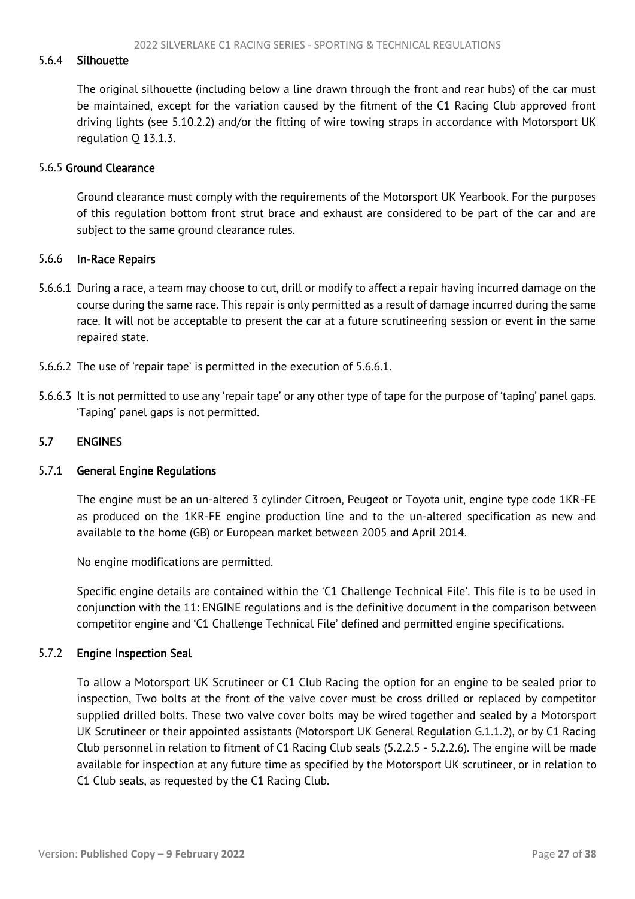#### 5.6.4 Silhouette

The original silhouette (including below a line drawn through the front and rear hubs) of the car must be maintained, except for the variation caused by the fitment of the C1 Racing Club approved front driving lights (see 5.10.2.2) and/or the fitting of wire towing straps in accordance with Motorsport UK regulation Q 13.1.3.

#### 5.6.5 Ground Clearance

Ground clearance must comply with the requirements of the Motorsport UK Yearbook. For the purposes of this regulation bottom front strut brace and exhaust are considered to be part of the car and are subject to the same ground clearance rules.

#### 5.6.6 In-Race Repairs

5.6.6.1 During a race, a team may choose to cut, drill or modify to affect a repair having incurred damage on the course during the same race. This repair is only permitted as a result of damage incurred during the same race. It will not be acceptable to present the car at a future scrutineering session or event in the same repaired state.

5.6.6.2 The use of 'repair tape' is permitted in the execution of 5.6.6.1.

5.6.6.3 It is not permitted to use any 'repair tape' or any other type of tape for the purpose of 'taping' panel gaps. 'Taping' panel gaps is not permitted.

### 5.7 ENGINES

#### 5.7.1 General Engine Regulations

The engine must be an un-altered 3 cylinder Citroen, Peugeot or Toyota unit, engine type code 1KR-FE as produced on the 1KR-FE engine production line and to the un-altered specification as new and available to the home (GB) or European market between 2005 and April 2014.

No engine modifications are permitted.

Specific engine details are contained within the 'C1 Challenge Technical File'. This file is to be used in conjunction with the 11: ENGINE regulations and is the definitive document in the comparison between competitor engine and 'C1 Challenge Technical File' defined and permitted engine specifications.

#### 5.7.2 Engine Inspection Seal

To allow a Motorsport UK Scrutineer or C1 Club Racing the option for an engine to be sealed prior to inspection, Two bolts at the front of the valve cover must be cross drilled or replaced by competitor supplied drilled bolts. These two valve cover bolts may be wired together and sealed by a Motorsport UK Scrutineer or their appointed assistants (Motorsport UK General Regulation G.1.1.2), or by C1 Racing Club personnel in relation to fitment of C1 Racing Club seals (5.2.2.5 - 5.2.2.6). The engine will be made available for inspection at any future time as specified by the Motorsport UK scrutineer, or in relation to C1 Club seals, as requested by the C1 Racing Club.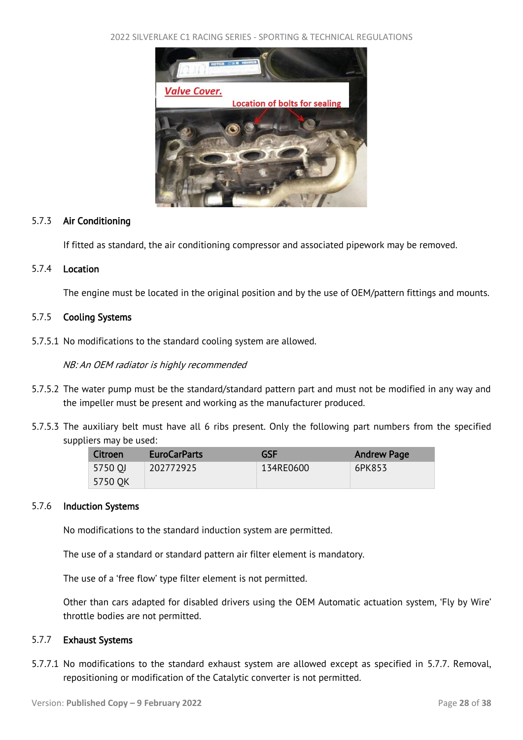### 5.7.3 Air Conditioning

If fitted as standard, the air conditioning compressor and associated pipework may be removed.

### 5.7.4 Location

The engine must be located in the original position and by the use of OEM/pattern fittings and mounts.

### 5.7.5 Cooling Systems

5.7.5.1 No modifications to the standard cooling system are allowed.

*NB: An OEM radiator is highly recommended*

5.7.5.2 The water pump must be the standard/standard pattern part and must not be modified in any way and the impeller must be present and working as the manufacturer produced.

5.7.5.3 The auxiliary belt must have all 6 ribs present. Only the following part numbers from the specified suppliers may be used:

| Citroen | EuroCarParts | GSF | Andrew Page |
|---|---|---|---|
| 5750 QJ<br>5750 QK | 202772925 | 134RE0600 | 6PK853 |

### 5.7.6 Induction Systems

No modifications to the standard induction system are permitted.

The use of a standard or standard pattern air filter element is mandatory.

The use of a 'free flow' type filter element is not permitted.

Other than cars adapted for disabled drivers using the OEM Automatic actuation system, 'Fly by Wire' throttle bodies are not permitted.

### 5.7.7 Exhaust Systems

5.7.7.1 No modifications to the standard exhaust system are allowed except as specified in 5.7.7. Removal, repositioning or modification of the Catalytic converter is not permitted.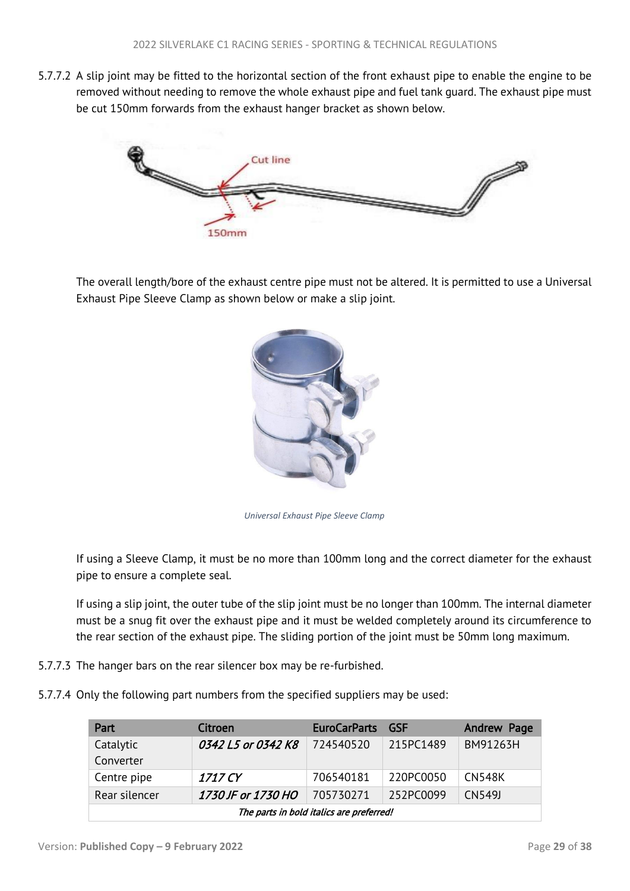5.7.7.2 A slip joint may be fitted to the horizontal section of the front exhaust pipe to enable the engine to be removed without needing to remove the whole exhaust pipe and fuel tank guard. The exhaust pipe must be cut 150mm forwards from the exhaust hanger bracket as shown below.

The overall length/bore of the exhaust centre pipe must not be altered. It is permitted to use a Universal Exhaust Pipe Sleeve Clamp as shown below or make a slip joint.

*Universal Exhaust Pipe Sleeve Clamp*

If using a Sleeve Clamp, it must be no more than 100mm long and the correct diameter for the exhaust pipe to ensure a complete seal.

If using a slip joint, the outer tube of the slip joint must be no longer than 100mm. The internal diameter must be a snug fit over the exhaust pipe and it must be welded completely around its circumference to the rear section of the exhaust pipe. The sliding portion of the joint must be 50mm long maximum.

5.7.7.3 The hanger bars on the rear silencer box may be re-furbished.

5.7.7.4 Only the following part numbers from the specified suppliers may be used:

| Part | Citroen | EuroCarParts | GSF | Andrew Page |
|---|---|---|---|---|
| Catalytic Converter | ***0342 L5 or 0342 K8*** | 724540520 | 215PC1489 | BM91263H |
| Centre pipe | ***1717 CY*** | 706540181 | 220PC0050 | CN548K |
| Rear silencer | ***1730 JF or 1730 HO*** | 705730271 | 252PC0099 | CN549J |
| ***The parts in bold italics are preferred!*** | | | | |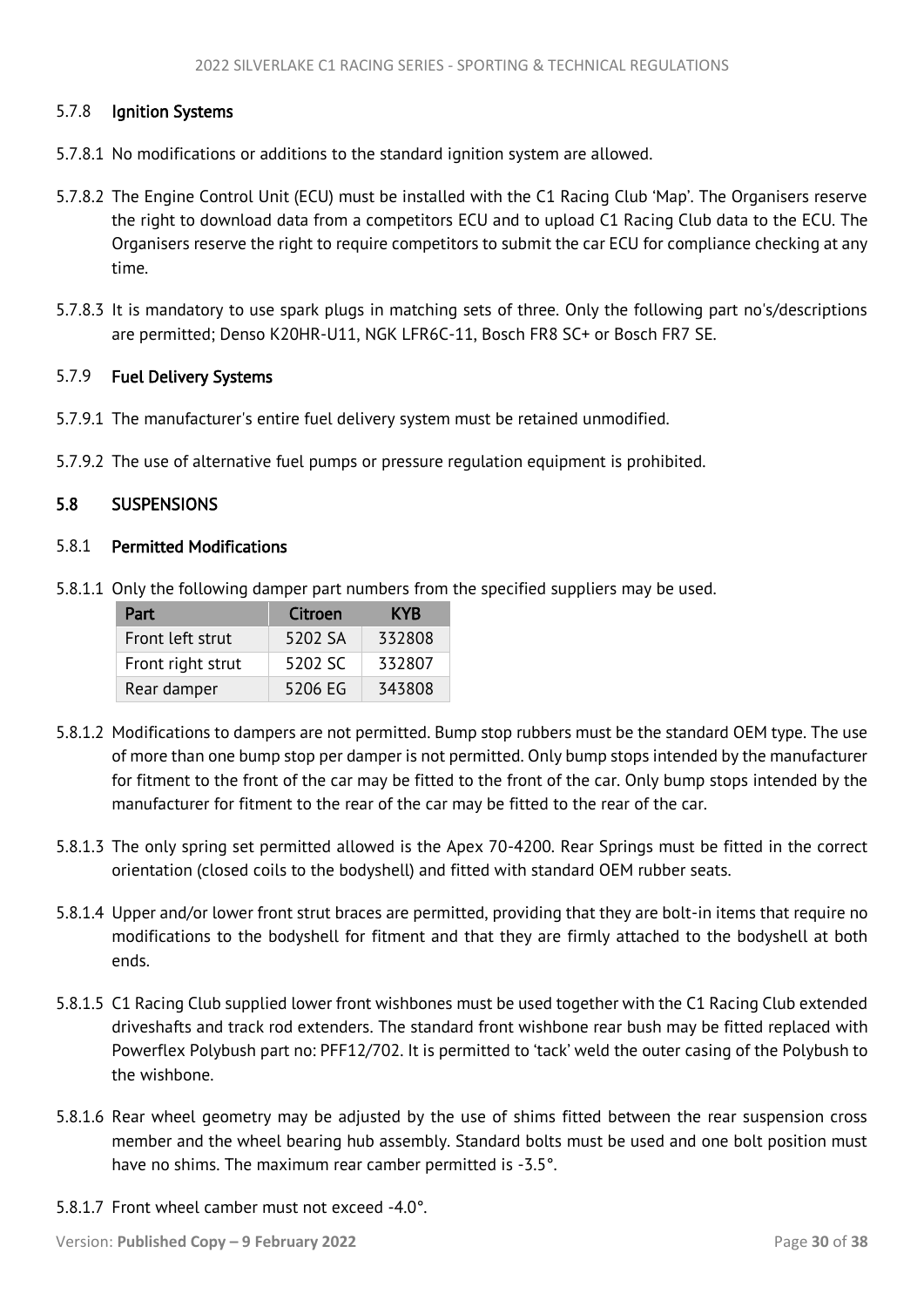#### 5.7.8 Ignition Systems

5.7.8.1 No modifications or additions to the standard ignition system are allowed.

5.7.8.2 The Engine Control Unit (ECU) must be installed with the C1 Racing Club 'Map'. The Organisers reserve the right to download data from a competitors ECU and to upload C1 Racing Club data to the ECU. The Organisers reserve the right to require competitors to submit the car ECU for compliance checking at any time.

5.7.8.3 It is mandatory to use spark plugs in matching sets of three. Only the following part no's/descriptions are permitted; Denso K20HR-U11, NGK LFR6C-11, Bosch FR8 SC+ or Bosch FR7 SE.

#### 5.7.9 Fuel Delivery Systems

5.7.9.1 The manufacturer's entire fuel delivery system must be retained unmodified.

5.7.9.2 The use of alternative fuel pumps or pressure regulation equipment is prohibited.

### 5.8 SUSPENSIONS

#### 5.8.1 Permitted Modifications

5.8.1.1 Only the following damper part numbers from the specified suppliers may be used.

| Part | Citroen | KYB |
|---|---|---|
| Front left strut | 5202 SA | 332808 |
| Front right strut | 5202 SC | 332807 |
| Rear damper | 5206 EG | 343808 |

5.8.1.2 Modifications to dampers are not permitted. Bump stop rubbers must be the standard OEM type. The use of more than one bump stop per damper is not permitted. Only bump stops intended by the manufacturer for fitment to the front of the car may be fitted to the front of the car. Only bump stops intended by the manufacturer for fitment to the rear of the car may be fitted to the rear of the car.

5.8.1.3 The only spring set permitted allowed is the Apex 70-4200. Rear Springs must be fitted in the correct orientation (closed coils to the bodyshell) and fitted with standard OEM rubber seats.

5.8.1.4 Upper and/or lower front strut braces are permitted, providing that they are bolt-in items that require no modifications to the bodyshell for fitment and that they are firmly attached to the bodyshell at both ends.

5.8.1.5 C1 Racing Club supplied lower front wishbones must be used together with the C1 Racing Club extended driveshafts and track rod extenders. The standard front wishbone rear bush may be fitted replaced with Powerflex Polybush part no: PFF12/702. It is permitted to 'tack' weld the outer casing of the Polybush to the wishbone.

5.8.1.6 Rear wheel geometry may be adjusted by the use of shims fitted between the rear suspension cross member and the wheel bearing hub assembly. Standard bolts must be used and one bolt position must have no shims. The maximum rear camber permitted is -3.5°.

5.8.1.7 Front wheel camber must not exceed -4.0°.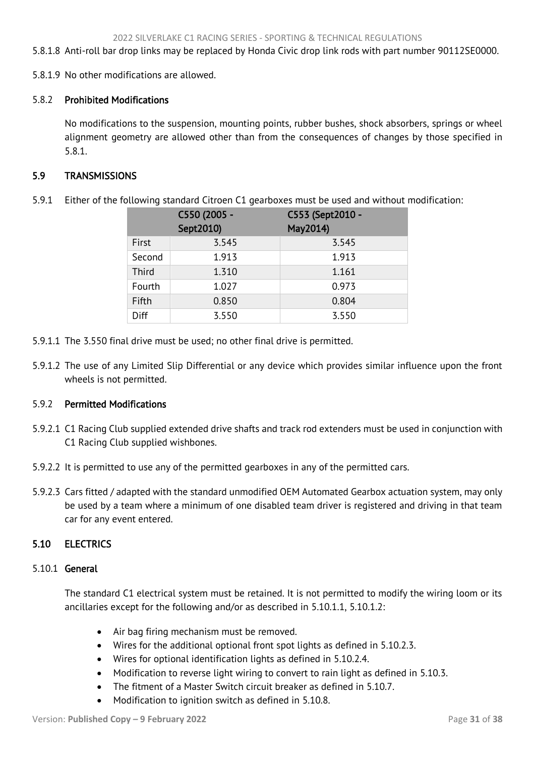5.8.1.8 Anti-roll bar drop links may be replaced by Honda Civic drop link rods with part number 90112SE0000.

5.8.1.9 No other modifications are allowed.

### 5.8.2 Prohibited Modifications

No modifications to the suspension, mounting points, rubber bushes, shock absorbers, springs or wheel alignment geometry are allowed other than from the consequences of changes by those specified in 5.8.1.

## 5.9 TRANSMISSIONS

5.9.1 Either of the following standard Citroen C1 gearboxes must be used and without modification:

| | C550 (2005 - Sept2010) | C553 (Sept2010 - May2014) |
|---|---|---|
| First | 3.545 | 3.545 |
| Second | 1.913 | 1.913 |
| Third | 1.310 | 1.161 |
| Fourth | 1.027 | 0.973 |
| Fifth | 0.850 | 0.804 |
| Diff | 3.550 | 3.550 |

5.9.1.1 The 3.550 final drive must be used; no other final drive is permitted.

5.9.1.2 The use of any Limited Slip Differential or any device which provides similar influence upon the front wheels is not permitted.

### 5.9.2 Permitted Modifications

5.9.2.1 C1 Racing Club supplied extended drive shafts and track rod extenders must be used in conjunction with C1 Racing Club supplied wishbones.

5.9.2.2 It is permitted to use any of the permitted gearboxes in any of the permitted cars.

5.9.2.3 Cars fitted / adapted with the standard unmodified OEM Automated Gearbox actuation system, may only be used by a team where a minimum of one disabled team driver is registered and driving in that team car for any event entered.

## 5.10 ELECTRICS

### 5.10.1 General

The standard C1 electrical system must be retained. It is not permitted to modify the wiring loom or its ancillaries except for the following and/or as described in 5.10.1.1, 5.10.1.2:

- Air bag firing mechanism must be removed.
- Wires for the additional optional front spot lights as defined in 5.10.2.3.
- Wires for optional identification lights as defined in 5.10.2.4.
- Modification to reverse light wiring to convert to rain light as defined in 5.10.3.
- The fitment of a Master Switch circuit breaker as defined in 5.10.7.
- Modification to ignition switch as defined in 5.10.8.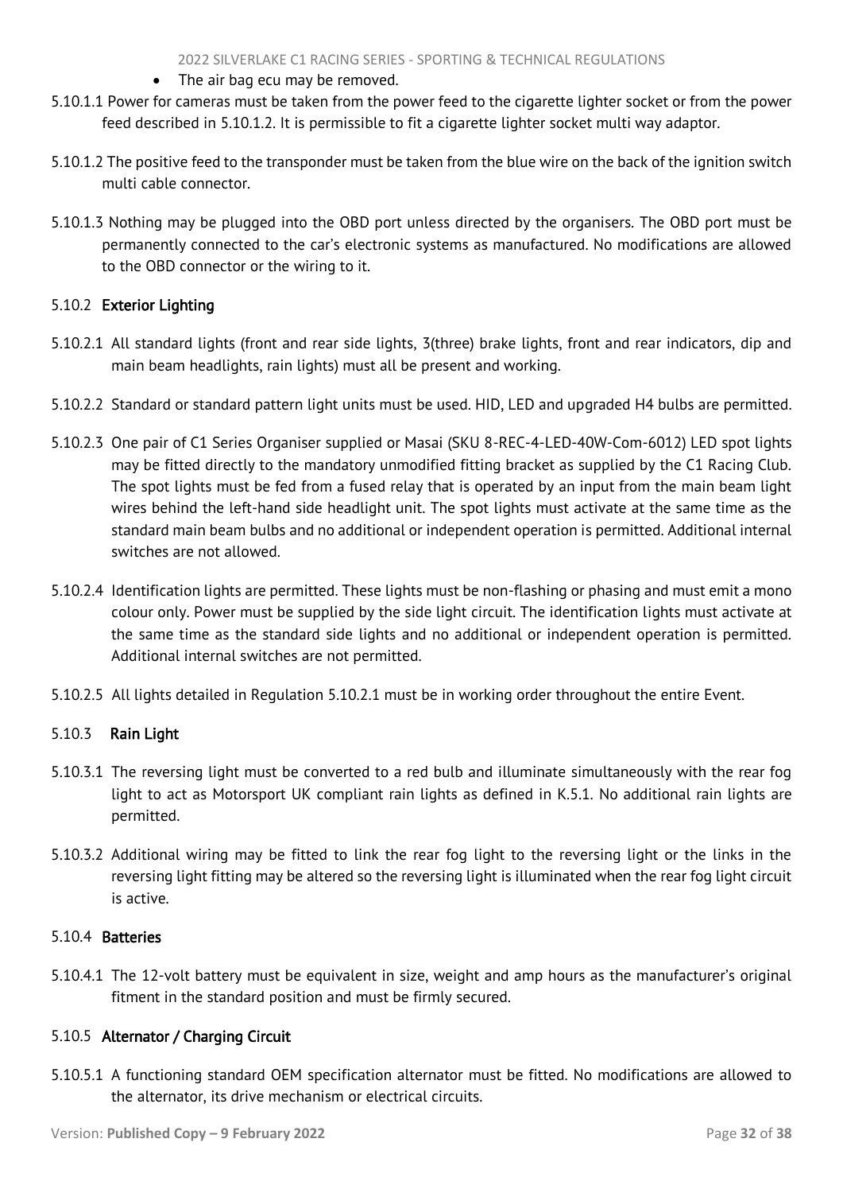- The air bag ecu may be removed.

5.10.1.1 Power for cameras must be taken from the power feed to the cigarette lighter socket or from the power feed described in 5.10.1.2. It is permissible to fit a cigarette lighter socket multi way adaptor.

5.10.1.2 The positive feed to the transponder must be taken from the blue wire on the back of the ignition switch multi cable connector.

5.10.1.3 Nothing may be plugged into the OBD port unless directed by the organisers. The OBD port must be permanently connected to the car's electronic systems as manufactured. No modifications are allowed to the OBD connector or the wiring to it.

### 5.10.2 Exterior Lighting

5.10.2.1 All standard lights (front and rear side lights, 3(three) brake lights, front and rear indicators, dip and main beam headlights, rain lights) must all be present and working.

5.10.2.2 Standard or standard pattern light units must be used. HID, LED and upgraded H4 bulbs are permitted.

5.10.2.3 One pair of C1 Series Organiser supplied or Masai (SKU 8-REC-4-LED-40W-Com-6012) LED spot lights may be fitted directly to the mandatory unmodified fitting bracket as supplied by the C1 Racing Club. The spot lights must be fed from a fused relay that is operated by an input from the main beam light wires behind the left-hand side headlight unit. The spot lights must activate at the same time as the standard main beam bulbs and no additional or independent operation is permitted. Additional internal switches are not allowed.

5.10.2.4 Identification lights are permitted. These lights must be non-flashing or phasing and must emit a mono colour only. Power must be supplied by the side light circuit. The identification lights must activate at the same time as the standard side lights and no additional or independent operation is permitted. Additional internal switches are not permitted.

5.10.2.5 All lights detailed in Regulation 5.10.2.1 must be in working order throughout the entire Event.

### 5.10.3 Rain Light

5.10.3.1 The reversing light must be converted to a red bulb and illuminate simultaneously with the rear fog light to act as Motorsport UK compliant rain lights as defined in K.5.1. No additional rain lights are permitted.

5.10.3.2 Additional wiring may be fitted to link the rear fog light to the reversing light or the links in the reversing light fitting may be altered so the reversing light is illuminated when the rear fog light circuit is active.

### 5.10.4 Batteries

5.10.4.1 The 12-volt battery must be equivalent in size, weight and amp hours as the manufacturer's original fitment in the standard position and must be firmly secured.

### 5.10.5 Alternator / Charging Circuit

5.10.5.1 A functioning standard OEM specification alternator must be fitted. No modifications are allowed to the alternator, its drive mechanism or electrical circuits.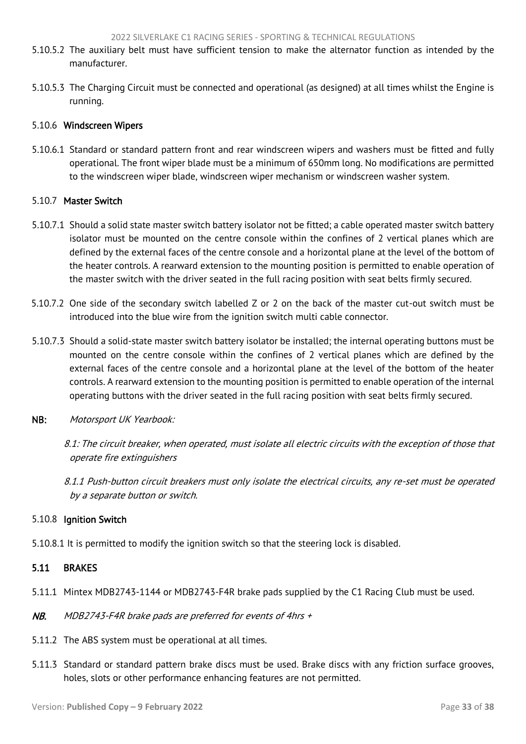5.10.5.2 The auxiliary belt must have sufficient tension to make the alternator function as intended by the manufacturer.

5.10.5.3 The Charging Circuit must be connected and operational (as designed) at all times whilst the Engine is running.

### 5.10.6 Windscreen Wipers

5.10.6.1 Standard or standard pattern front and rear windscreen wipers and washers must be fitted and fully operational. The front wiper blade must be a minimum of 650mm long. No modifications are permitted to the windscreen wiper blade, windscreen wiper mechanism or windscreen washer system.

### 5.10.7 Master Switch

5.10.7.1 Should a solid state master switch battery isolator not be fitted; a cable operated master switch battery isolator must be mounted on the centre console within the confines of 2 vertical planes which are defined by the external faces of the centre console and a horizontal plane at the level of the bottom of the heater controls. A rearward extension to the mounting position is permitted to enable operation of the master switch with the driver seated in the full racing position with seat belts firmly secured.

5.10.7.2 One side of the secondary switch labelled Z or 2 on the back of the master cut-out switch must be introduced into the blue wire from the ignition switch multi cable connector.

5.10.7.3 Should a solid-state master switch battery isolator be installed; the internal operating buttons must be mounted on the centre console within the confines of 2 vertical planes which are defined by the external faces of the centre console and a horizontal plane at the level of the bottom of the heater controls. A rearward extension to the mounting position is permitted to enable operation of the internal operating buttons with the driver seated in the full racing position with seat belts firmly secured.

**NB:** *Motorsport UK Yearbook:*

*8.1: The circuit breaker, when operated, must isolate all electric circuits with the exception of those that operate fire extinguishers*

*8.1.1 Push-button circuit breakers must only isolate the electrical circuits, any re-set must be operated by a separate button or switch.*

### 5.10.8 Ignition Switch

5.10.8.1 It is permitted to modify the ignition switch so that the steering lock is disabled.

## 5.11 BRAKES

5.11.1 Mintex MDB2743-1144 or MDB2743-F4R brake pads supplied by the C1 Racing Club must be used.

***NB.*** *MDB2743-F4R brake pads are preferred for events of 4hrs +*

5.11.2 The ABS system must be operational at all times.

5.11.3 Standard or standard pattern brake discs must be used. Brake discs with any friction surface grooves, holes, slots or other performance enhancing features are not permitted.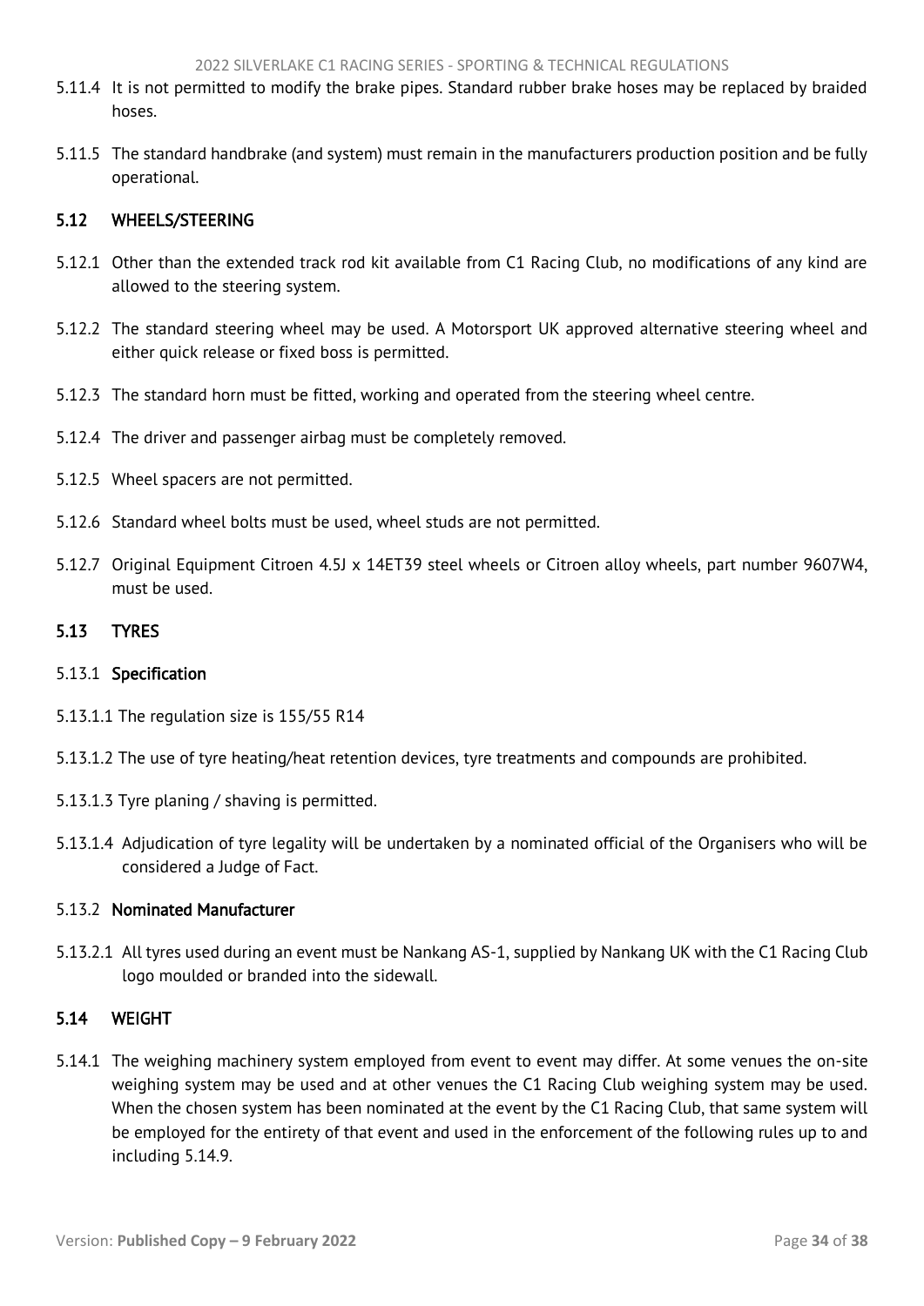5.11.4 It is not permitted to modify the brake pipes. Standard rubber brake hoses may be replaced by braided hoses.

5.11.5 The standard handbrake (and system) must remain in the manufacturers production position and be fully operational.

## 5.12 WHEELS/STEERING

5.12.1 Other than the extended track rod kit available from C1 Racing Club, no modifications of any kind are allowed to the steering system.

5.12.2 The standard steering wheel may be used. A Motorsport UK approved alternative steering wheel and either quick release or fixed boss is permitted.

5.12.3 The standard horn must be fitted, working and operated from the steering wheel centre.

5.12.4 The driver and passenger airbag must be completely removed.

5.12.5 Wheel spacers are not permitted.

5.12.6 Standard wheel bolts must be used, wheel studs are not permitted.

5.12.7 Original Equipment Citroen 4.5J x 14ET39 steel wheels or Citroen alloy wheels, part number 9607W4, must be used.

## 5.13 TYRES

### 5.13.1 Specification

5.13.1.1 The regulation size is 155/55 R14

5.13.1.2 The use of tyre heating/heat retention devices, tyre treatments and compounds are prohibited.

5.13.1.3 Tyre planing / shaving is permitted.

5.13.1.4 Adjudication of tyre legality will be undertaken by a nominated official of the Organisers who will be considered a Judge of Fact.

### 5.13.2 Nominated Manufacturer

5.13.2.1 All tyres used during an event must be Nankang AS-1, supplied by Nankang UK with the C1 Racing Club logo moulded or branded into the sidewall.

## 5.14 WEIGHT

5.14.1 The weighing machinery system employed from event to event may differ. At some venues the on-site weighing system may be used and at other venues the C1 Racing Club weighing system may be used. When the chosen system has been nominated at the event by the C1 Racing Club, that same system will be employed for the entirety of that event and used in the enforcement of the following rules up to and including 5.14.9.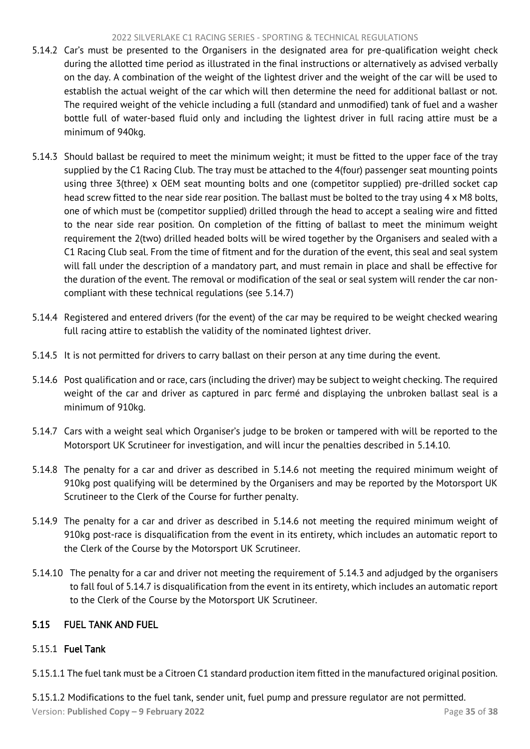5.14.2 Car's must be presented to the Organisers in the designated area for pre-qualification weight check during the allotted time period as illustrated in the final instructions or alternatively as advised verbally on the day. A combination of the weight of the lightest driver and the weight of the car will be used to establish the actual weight of the car which will then determine the need for additional ballast or not. The required weight of the vehicle including a full (standard and unmodified) tank of fuel and a washer bottle full of water-based fluid only and including the lightest driver in full racing attire must be a minimum of 940kg.

5.14.3 Should ballast be required to meet the minimum weight; it must be fitted to the upper face of the tray supplied by the C1 Racing Club. The tray must be attached to the 4(four) passenger seat mounting points using three 3(three) x OEM seat mounting bolts and one (competitor supplied) pre-drilled socket cap head screw fitted to the near side rear position. The ballast must be bolted to the tray using 4 x M8 bolts, one of which must be (competitor supplied) drilled through the head to accept a sealing wire and fitted to the near side rear position. On completion of the fitting of ballast to meet the minimum weight requirement the 2(two) drilled headed bolts will be wired together by the Organisers and sealed with a C1 Racing Club seal. From the time of fitment and for the duration of the event, this seal and seal system will fall under the description of a mandatory part, and must remain in place and shall be effective for the duration of the event. The removal or modification of the seal or seal system will render the car non-compliant with these technical regulations (see 5.14.7)

5.14.4 Registered and entered drivers (for the event) of the car may be required to be weight checked wearing full racing attire to establish the validity of the nominated lightest driver.

5.14.5 It is not permitted for drivers to carry ballast on their person at any time during the event.

5.14.6 Post qualification and or race, cars (including the driver) may be subject to weight checking. The required weight of the car and driver as captured in parc fermé and displaying the unbroken ballast seal is a minimum of 910kg.

5.14.7 Cars with a weight seal which Organiser's judge to be broken or tampered with will be reported to the Motorsport UK Scrutineer for investigation, and will incur the penalties described in 5.14.10.

5.14.8 The penalty for a car and driver as described in 5.14.6 not meeting the required minimum weight of 910kg post qualifying will be determined by the Organisers and may be reported by the Motorsport UK Scrutineer to the Clerk of the Course for further penalty.

5.14.9 The penalty for a car and driver as described in 5.14.6 not meeting the required minimum weight of 910kg post-race is disqualification from the event in its entirety, which includes an automatic report to the Clerk of the Course by the Motorsport UK Scrutineer.

5.14.10 The penalty for a car and driver not meeting the requirement of 5.14.3 and adjudged by the organisers to fall foul of 5.14.7 is disqualification from the event in its entirety, which includes an automatic report to the Clerk of the Course by the Motorsport UK Scrutineer.

## 5.15 FUEL TANK AND FUEL

### 5.15.1 Fuel Tank

5.15.1.1 The fuel tank must be a Citroen C1 standard production item fitted in the manufactured original position.

5.15.1.2 Modifications to the fuel tank, sender unit, fuel pump and pressure regulator are not permitted.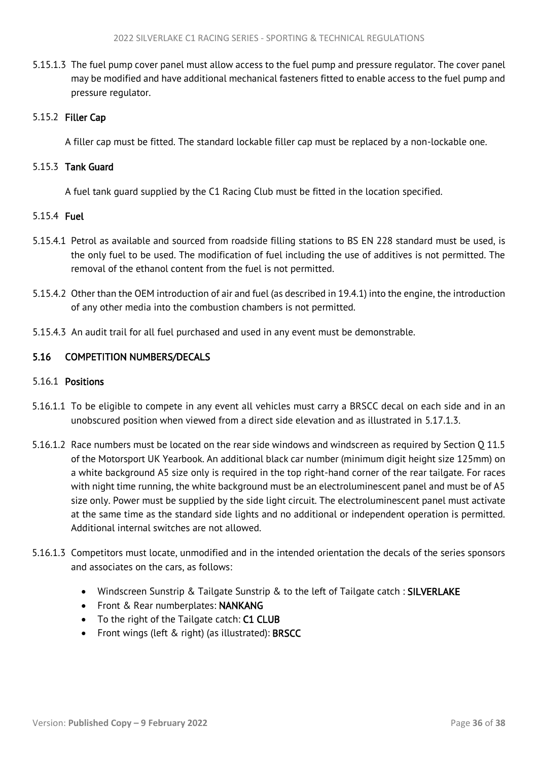5.15.1.3 The fuel pump cover panel must allow access to the fuel pump and pressure regulator. The cover panel may be modified and have additional mechanical fasteners fitted to enable access to the fuel pump and pressure regulator.

#### 5.15.2 Filler Cap

A filler cap must be fitted. The standard lockable filler cap must be replaced by a non-lockable one.

#### 5.15.3 Tank Guard

A fuel tank guard supplied by the C1 Racing Club must be fitted in the location specified.

#### 5.15.4 Fuel

5.15.4.1 Petrol as available and sourced from roadside filling stations to BS EN 228 standard must be used, is the only fuel to be used. The modification of fuel including the use of additives is not permitted. The removal of the ethanol content from the fuel is not permitted.

5.15.4.2 Other than the OEM introduction of air and fuel (as described in 19.4.1) into the engine, the introduction of any other media into the combustion chambers is not permitted.

5.15.4.3 An audit trail for all fuel purchased and used in any event must be demonstrable.

### 5.16 COMPETITION NUMBERS/DECALS

#### 5.16.1 Positions

5.16.1.1 To be eligible to compete in any event all vehicles must carry a BRSCC decal on each side and in an unobscured position when viewed from a direct side elevation and as illustrated in 5.17.1.3.

5.16.1.2 Race numbers must be located on the rear side windows and windscreen as required by Section Q 11.5 of the Motorsport UK Yearbook. An additional black car number (minimum digit height size 125mm) on a white background A5 size only is required in the top right-hand corner of the rear tailgate. For races with night time running, the white background must be an electroluminescent panel and must be of A5 size only. Power must be supplied by the side light circuit. The electroluminescent panel must activate at the same time as the standard side lights and no additional or independent operation is permitted. Additional internal switches are not allowed.

5.16.1.3 Competitors must locate, unmodified and in the intended orientation the decals of the series sponsors and associates on the cars, as follows:

- Windscreen Sunstrip & Tailgate Sunstrip & to the left of Tailgate catch : **SILVERLAKE**
- Front & Rear numberplates: **NANKANG**
- To the right of the Tailgate catch: **C1 CLUB**
- Front wings (left & right) (as illustrated): **BRSCC**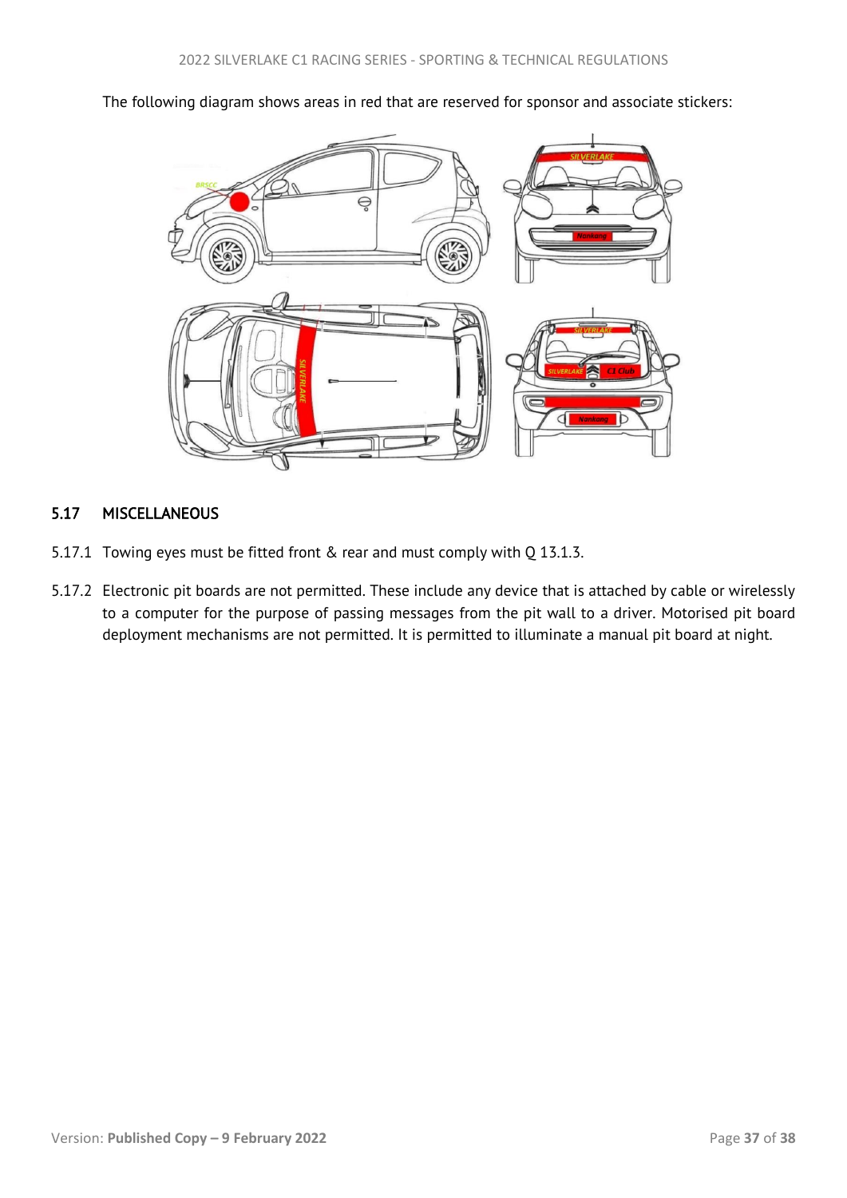The following diagram shows areas in red that are reserved for sponsor and associate stickers:

## 5.17 MISCELLANEOUS

5.17.1 Towing eyes must be fitted front & rear and must comply with Q 13.1.3.

5.17.2 Electronic pit boards are not permitted. These include any device that is attached by cable or wirelessly to a computer for the purpose of passing messages from the pit wall to a driver. Motorised pit board deployment mechanisms are not permitted. It is permitted to illuminate a manual pit board at night.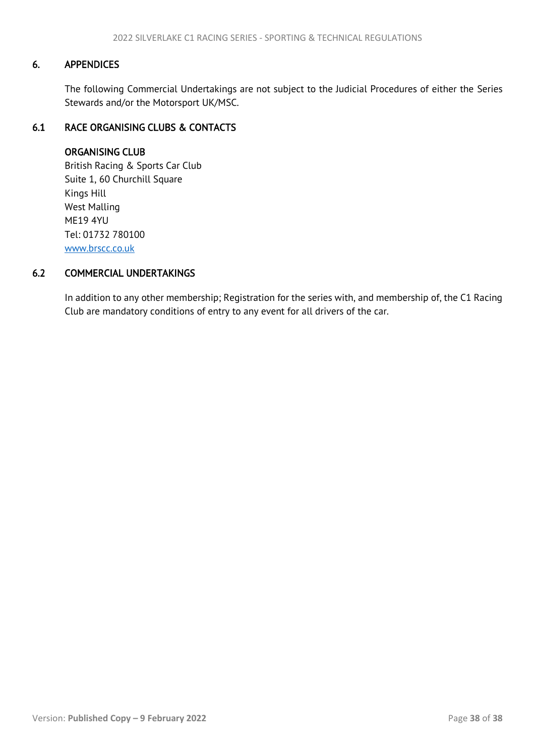## 6. APPENDICES

The following Commercial Undertakings are not subject to the Judicial Procedures of either the Series Stewards and/or the Motorsport UK/MSC.

### 6.1 RACE ORGANISING CLUBS & CONTACTS

**ORGANISING CLUB**

British Racing & Sports Car Club
Suite 1, 60 Churchill Square
Kings Hill
West Malling
ME19 4YU
Tel: 01732 780100
www.brscc.co.uk

### 6.2 COMMERCIAL UNDERTAKINGS

In addition to any other membership; Registration for the series with, and membership of, the C1 Racing Club are mandatory conditions of entry to any event for all drivers of the car.